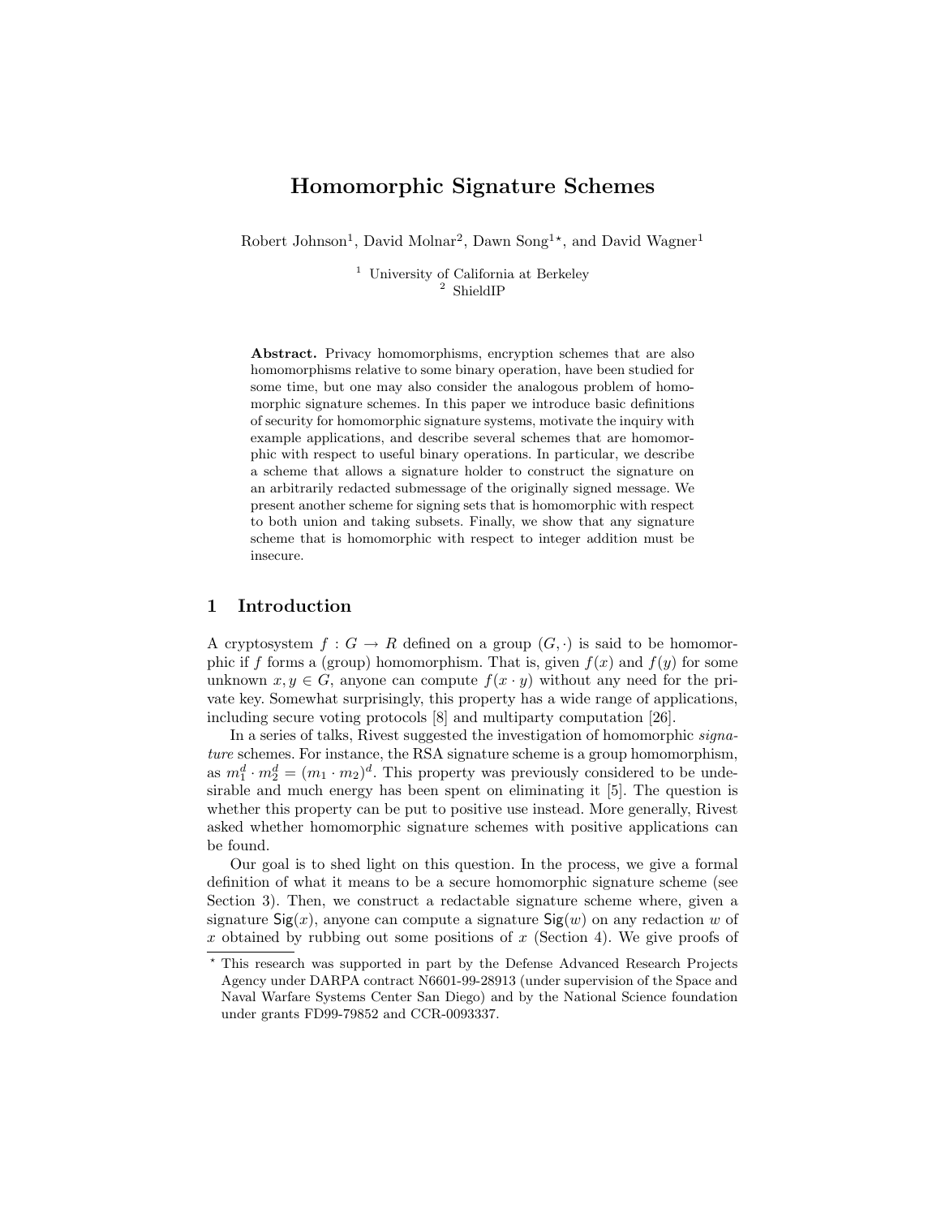# Homomorphic Signature Schemes

Robert Johnson[1], David Molnar[2], Dawn Song[1*], and David Wagner[1]

[1] University of California at Berkeley
[2] ShieldIP

**Abstract.** Privacy homomorphisms, encryption schemes that are also homomorphisms relative to some binary operation, have been studied for some time, but one may also consider the analogous problem of homomorphic signature schemes. In this paper we introduce basic definitions of security for homomorphic signature systems, motivate the inquiry with example applications, and describe several schemes that are homomorphic with respect to useful binary operations. In particular, we describe a scheme that allows a signature holder to construct the signature on an arbitrarily redacted submessage of the originally signed message. We present another scheme for signing sets that is homomorphic with respect to both union and taking subsets. Finally, we show that any signature scheme that is homomorphic with respect to integer addition must be insecure.

## 1 Introduction

A cryptosystem $f : G \to R$ defined on a group $(G, \cdot)$ is said to be homomorphic if $f$ forms a (group) homomorphism. That is, given $f(x)$ and $f(y)$ for some unknown $x, y \in G$, anyone can compute $f(x \cdot y)$ without any need for the private key. Somewhat surprisingly, this property has a wide range of applications, including secure voting protocols [8] and multiparty computation [26].

In a series of talks, Rivest suggested the investigation of homomorphic *signature* schemes. For instance, the RSA signature scheme is a group homomorphism, as $m_1^d \cdot m_2^d = (m_1 \cdot m_2)^d$. This property was previously considered to be undesirable and much energy has been spent on eliminating it [5]. The question is whether this property can be put to positive use instead. More generally, Rivest asked whether homomorphic signature schemes with positive applications can be found.

Our goal is to shed light on this question. In the process, we give a formal definition of what it means to be a secure homomorphic signature scheme (see Section 3). Then, we construct a redactable signature scheme where, given a signature $\mathsf{Sig}(x)$, anyone can compute a signature $\mathsf{Sig}(w)$ on any redaction $w$ of $x$ obtained by rubbing out some positions of $x$ (Section 4). We give proofs of

* This research was supported in part by the Defense Advanced Research Projects Agency under DARPA contract N6601-99-28913 (under supervision of the Space and Naval Warfare Systems Center San Diego) and by the National Science foundation under grants FD99-79852 and CCR-0093337.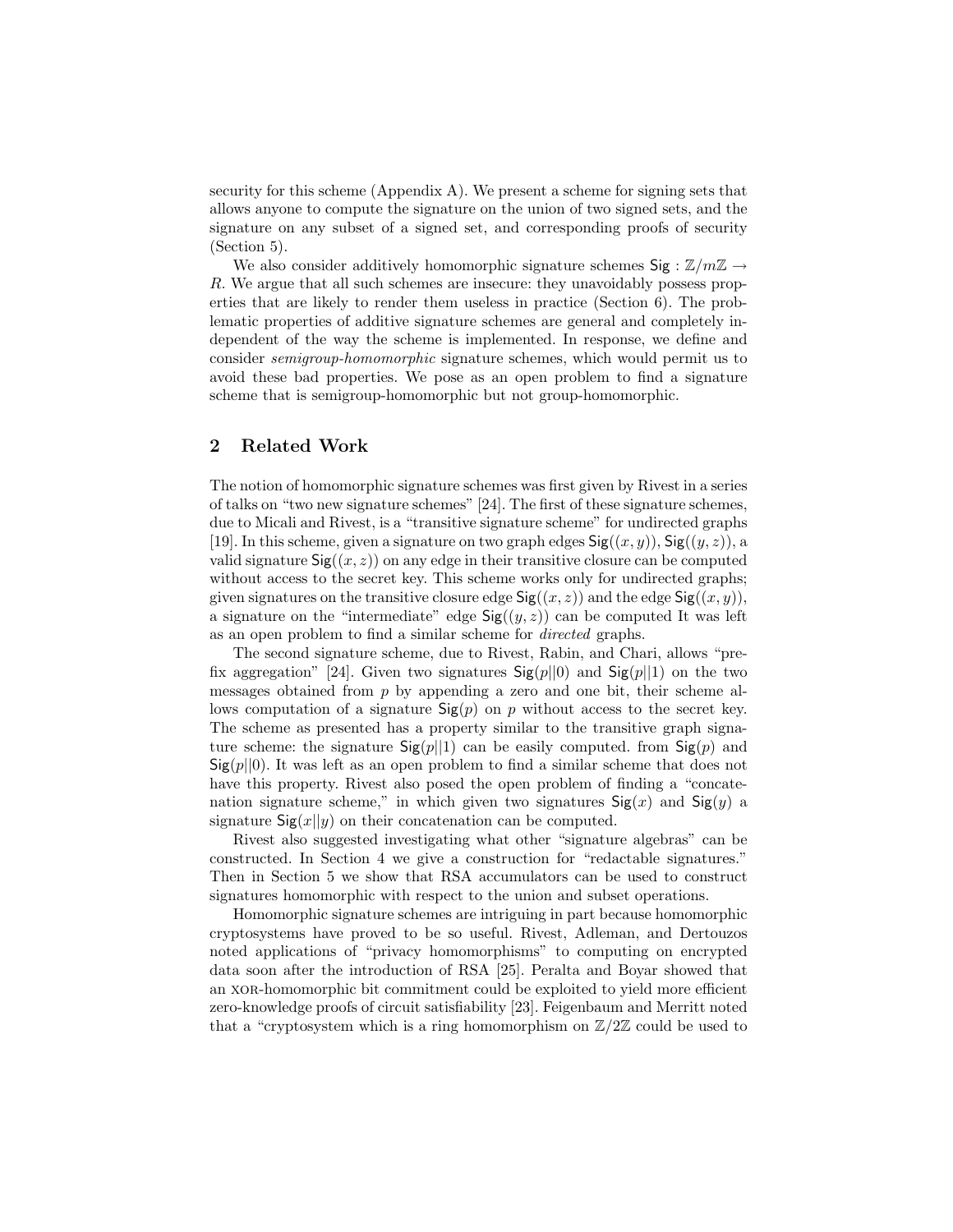security for this scheme (Appendix A). We present a scheme for signing sets that allows anyone to compute the signature on the union of two signed sets, and the signature on any subset of a signed set, and corresponding proofs of security (Section 5).

We also consider additively homomorphic signature schemes $\mathsf{Sig} : \mathbb{Z}/m\mathbb{Z} \rightarrow R$. We argue that all such schemes are insecure: they unavoidably possess properties that are likely to render them useless in practice (Section 6). The problematic properties of additive signature schemes are general and completely independent of the way the scheme is implemented. In response, we define and consider *semigroup-homomorphic* signature schemes, which would permit us to avoid these bad properties. We pose as an open problem to find a signature scheme that is semigroup-homomorphic but not group-homomorphic.

## 2 Related Work

The notion of homomorphic signature schemes was first given by Rivest in a series of talks on "two new signature schemes" [24]. The first of these signature schemes, due to Micali and Rivest, is a "transitive signature scheme" for undirected graphs [19]. In this scheme, given a signature on two graph edges $\mathsf{Sig}((x, y))$, $\mathsf{Sig}((y, z))$, a valid signature $\mathsf{Sig}((x, z))$ on any edge in their transitive closure can be computed without access to the secret key. This scheme works only for undirected graphs; given signatures on the transitive closure edge $\mathsf{Sig}((x, z))$ and the edge $\mathsf{Sig}((x, y))$, a signature on the "intermediate" edge $\mathsf{Sig}((y, z))$ can be computed It was left as an open problem to find a similar scheme for *directed* graphs.

The second signature scheme, due to Rivest, Rabin, and Chari, allows "prefix aggregation" [24]. Given two signatures $\mathsf{Sig}(p||0)$ and $\mathsf{Sig}(p||1)$ on the two messages obtained from $p$ by appending a zero and one bit, their scheme allows computation of a signature $\mathsf{Sig}(p)$ on $p$ without access to the secret key. The scheme as presented has a property similar to the transitive graph signature scheme: the signature $\mathsf{Sig}(p||1)$ can be easily computed. from $\mathsf{Sig}(p)$ and $\mathsf{Sig}(p||0)$. It was left as an open problem to find a similar scheme that does not have this property. Rivest also posed the open problem of finding a "concatenation signature scheme," in which given two signatures $\mathsf{Sig}(x)$ and $\mathsf{Sig}(y)$ a signature $\mathsf{Sig}(x||y)$ on their concatenation can be computed.

Rivest also suggested investigating what other "signature algebras" can be constructed. In Section 4 we give a construction for "redactable signatures." Then in Section 5 we show that RSA accumulators can be used to construct signatures homomorphic with respect to the union and subset operations.

Homomorphic signature schemes are intriguing in part because homomorphic cryptosystems have proved to be so useful. Rivest, Adleman, and Dertouzos noted applications of "privacy homomorphisms" to computing on encrypted data soon after the introduction of RSA [25]. Peralta and Boyar showed that an XOR-homomorphic bit commitment could be exploited to yield more efficient zero-knowledge proofs of circuit satisfiability [23]. Feigenbaum and Merritt noted that a "cryptosystem which is a ring homomorphism on $\mathbb{Z}/2\mathbb{Z}$ could be used to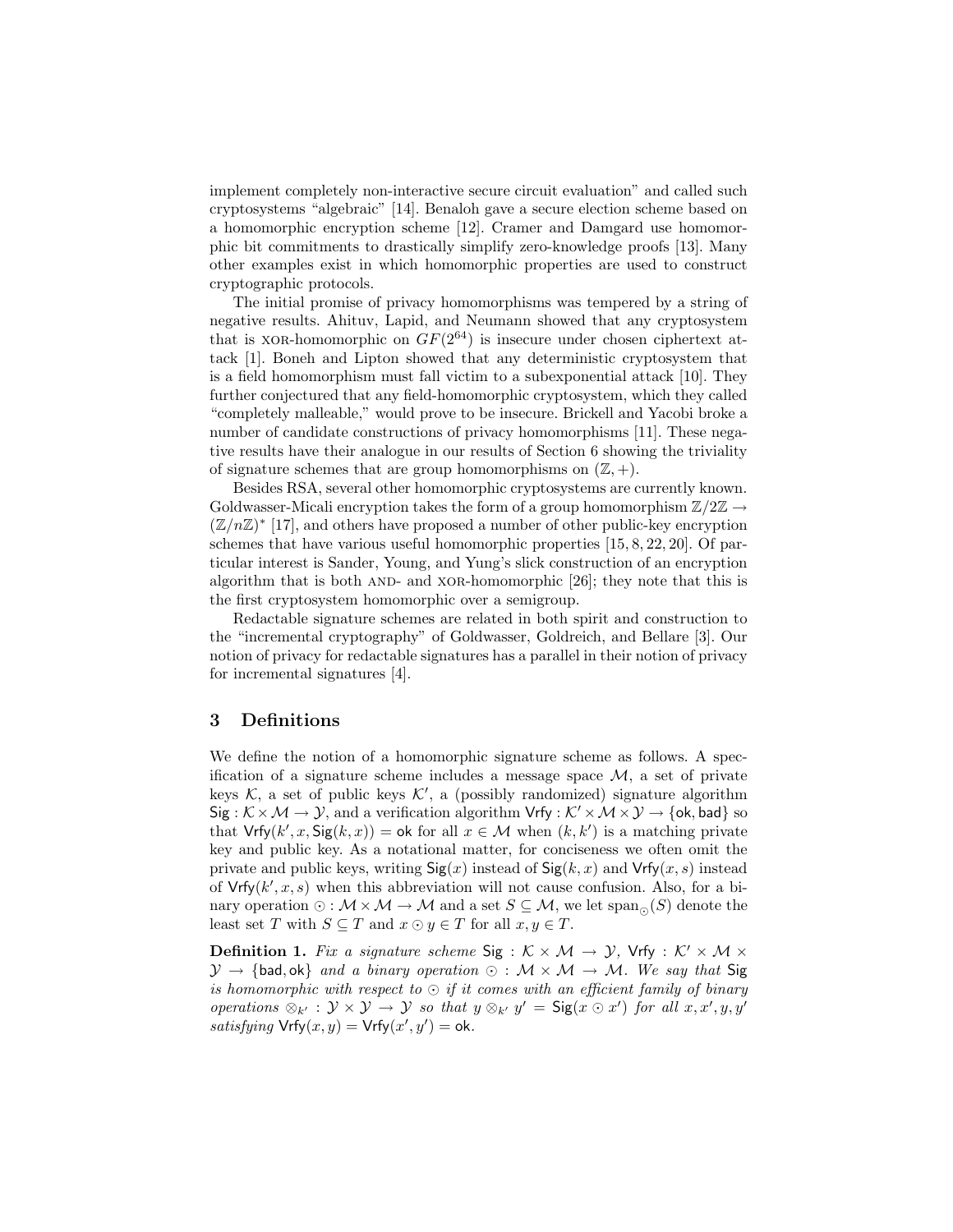implement completely non-interactive secure circuit evaluation" and called such cryptosystems "algebraic" [14]. Benaloh gave a secure election scheme based on a homomorphic encryption scheme [12]. Cramer and Damgard use homomorphic bit commitments to drastically simplify zero-knowledge proofs [13]. Many other examples exist in which homomorphic properties are used to construct cryptographic protocols.

The initial promise of privacy homomorphisms was tempered by a string of negative results. Ahituv, Lapid, and Neumann showed that any cryptosystem that is XOR-homomorphic on $GF(2^{64})$ is insecure under chosen ciphertext attack [1]. Boneh and Lipton showed that any deterministic cryptosystem that is a field homomorphism must fall victim to a subexponential attack [10]. They further conjectured that any field-homomorphic cryptosystem, which they called "completely malleable," would prove to be insecure. Brickell and Yacobi broke a number of candidate constructions of privacy homomorphisms [11]. These negative results have their analogue in our results of Section 6 showing the triviality of signature schemes that are group homomorphisms on $(\mathbb{Z}, +)$.

Besides RSA, several other homomorphic cryptosystems are currently known. Goldwasser-Micali encryption takes the form of a group homomorphism $\mathbb{Z}/2\mathbb{Z} \to (\mathbb{Z}/n\mathbb{Z})^*$ [17], and others have proposed a number of other public-key encryption schemes that have various useful homomorphic properties [15, 8, 22, 20]. Of particular interest is Sander, Young, and Yung's slick construction of an encryption algorithm that is both AND- and XOR-homomorphic [26]; they note that this is the first cryptosystem homomorphic over a semigroup.

Redactable signature schemes are related in both spirit and construction to the "incremental cryptography" of Goldwasser, Goldreich, and Bellare [3]. Our notion of privacy for redactable signatures has a parallel in their notion of privacy for incremental signatures [4].

## 3 Definitions

We define the notion of a homomorphic signature scheme as follows. A specification of a signature scheme includes a message space $\mathcal{M}$, a set of private keys $\mathcal{K}$, a set of public keys $\mathcal{K}'$, a (possibly randomized) signature algorithm $\mathsf{Sig} : \mathcal{K} \times \mathcal{M} \to \mathcal{Y}$, and a verification algorithm $\mathsf{Vrfy} : \mathcal{K}' \times \mathcal{M} \times \mathcal{Y} \to \{\mathsf{ok}, \mathsf{bad}\}$ so that $\mathsf{Vrfy}(k', x, \mathsf{Sig}(k, x)) = \mathsf{ok}$ for all $x \in \mathcal{M}$ when $(k, k')$ is a matching private key and public key. As a notational matter, for conciseness we often omit the private and public keys, writing $\mathsf{Sig}(x)$ instead of $\mathsf{Sig}(k, x)$ and $\mathsf{Vrfy}(x, s)$ instead of $\mathsf{Vrfy}(k', x, s)$ when this abbreviation will not cause confusion. Also, for a binary operation $\odot : \mathcal{M} \times \mathcal{M} \to \mathcal{M}$ and a set $S \subseteq \mathcal{M}$, we let $\mathrm{span}_{\odot}(S)$ denote the least set $T$ with $S \subseteq T$ and $x \odot y \in T$ for all $x, y \in T$.

**Definition 1.** *Fix a signature scheme* $\mathsf{Sig} : \mathcal{K} \times \mathcal{M} \to \mathcal{Y}$*,* $\mathsf{Vrfy} : \mathcal{K}' \times \mathcal{M} \times \mathcal{Y} \to \{\mathsf{bad}, \mathsf{ok}\}$ *and a binary operation* $\odot : \mathcal{M} \times \mathcal{M} \to \mathcal{M}$*. We say that* $\mathsf{Sig}$ *is homomorphic with respect to* $\odot$ *if it comes with an efficient family of binary operations* $\otimes_{k'} : \mathcal{Y} \times \mathcal{Y} \to \mathcal{Y}$ *so that* $y \otimes_{k'} y' = \mathsf{Sig}(x \odot x')$ *for all* $x, x', y, y'$ *satisfying* $\mathsf{Vrfy}(x, y) = \mathsf{Vrfy}(x', y') = \mathsf{ok}$*.*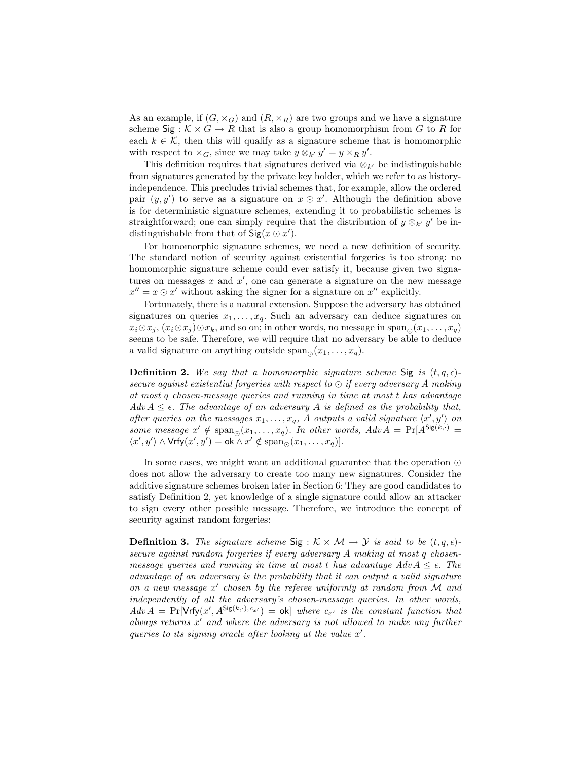As an example, if $(G, \times_G)$ and $(R, \times_R)$ are two groups and we have a signature scheme $\mathsf{Sig} : \mathcal{K} \times G \to R$ that is also a group homomorphism from $G$ to $R$ for each $k \in \mathcal{K}$, then this will qualify as a signature scheme that is homomorphic with respect to $\times_G$, since we may take $y \otimes_{k'} y' = y \times_R y'$.

This definition requires that signatures derived via $\otimes_{k'}$ be indistinguishable from signatures generated by the private key holder, which we refer to as history-independence. This precludes trivial schemes that, for example, allow the ordered pair $(y, y')$ to serve as a signature on $x \odot x'$. Although the definition above is for deterministic signature schemes, extending it to probabilistic schemes is straightforward; one can simply require that the distribution of $y \otimes_{k'} y'$ be indistinguishable from that of $\mathsf{Sig}(x \odot x')$.

For homomorphic signature schemes, we need a new definition of security. The standard notion of security against existential forgeries is too strong: no homomorphic signature scheme could ever satisfy it, because given two signatures on messages $x$ and $x'$, one can generate a signature on the new message $x'' = x \odot x'$ without asking the signer for a signature on $x''$ explicitly.

Fortunately, there is a natural extension. Suppose the adversary has obtained signatures on queries $x_1, \ldots, x_q$. Such an adversary can deduce signatures on $x_i \odot x_j$, $(x_i \odot x_j) \odot x_k$, and so on; in other words, no message in $\mathrm{span}_\odot(x_1, \ldots, x_q)$ seems to be safe. Therefore, we will require that no adversary be able to deduce a valid signature on anything outside $\mathrm{span}_\odot(x_1, \ldots, x_q)$.

**Definition 2.** *We say that a homomorphic signature scheme* $\mathsf{Sig}$ *is* $(t, q, \epsilon)$*-secure against existential forgeries with respect to* $\odot$ *if every adversary* $A$ *making at most* $q$ *chosen-message queries and running in time at most* $t$ *has advantage* $Adv\, A \le \epsilon$*. The advantage of an adversary* $A$ *is defined as the probability that, after queries on the messages* $x_1, \ldots, x_q$*,* $A$ *outputs a valid signature* $\langle x', y' \rangle$ *on some message* $x' \notin \mathrm{span}_\odot(x_1, \ldots, x_q)$*. In other words,* $Adv\, A = \Pr[A^{\mathsf{Sig}(k,\cdot)} = \langle x', y' \rangle \wedge \mathsf{Vrfy}(x', y') = \mathsf{ok} \wedge x' \notin \mathrm{span}_\odot(x_1, \ldots, x_q)]$*.*

In some cases, we might want an additional guarantee that the operation $\odot$ does not allow the adversary to create too many new signatures. Consider the additive signature schemes broken later in Section 6: They are good candidates to satisfy Definition 2, yet knowledge of a single signature could allow an attacker to sign every other possible message. Therefore, we introduce the concept of security against random forgeries:

**Definition 3.** *The signature scheme* $\mathsf{Sig} : \mathcal{K} \times \mathcal{M} \to \mathcal{Y}$ *is said to be* $(t, q, \epsilon)$*-secure against random forgeries if every adversary* $A$ *making at most* $q$ *chosen-message queries and running in time at most* $t$ *has advantage* $Adv\, A \le \epsilon$*. The advantage of an adversary is the probability that it can output a valid signature on a new message* $x'$ *chosen by the referee uniformly at random from* $\mathcal{M}$ *and independently of all the adversary's chosen-message queries. In other words,* $Adv\, A = \Pr[\mathsf{Vrfy}(x', A^{\mathsf{Sig}(k,\cdot), c_{x'}}) = \mathsf{ok}]$ *where* $c_{x'}$ *is the constant function that always returns* $x'$ *and where the adversary is not allowed to make any further queries to its signing oracle after looking at the value* $x'$*.*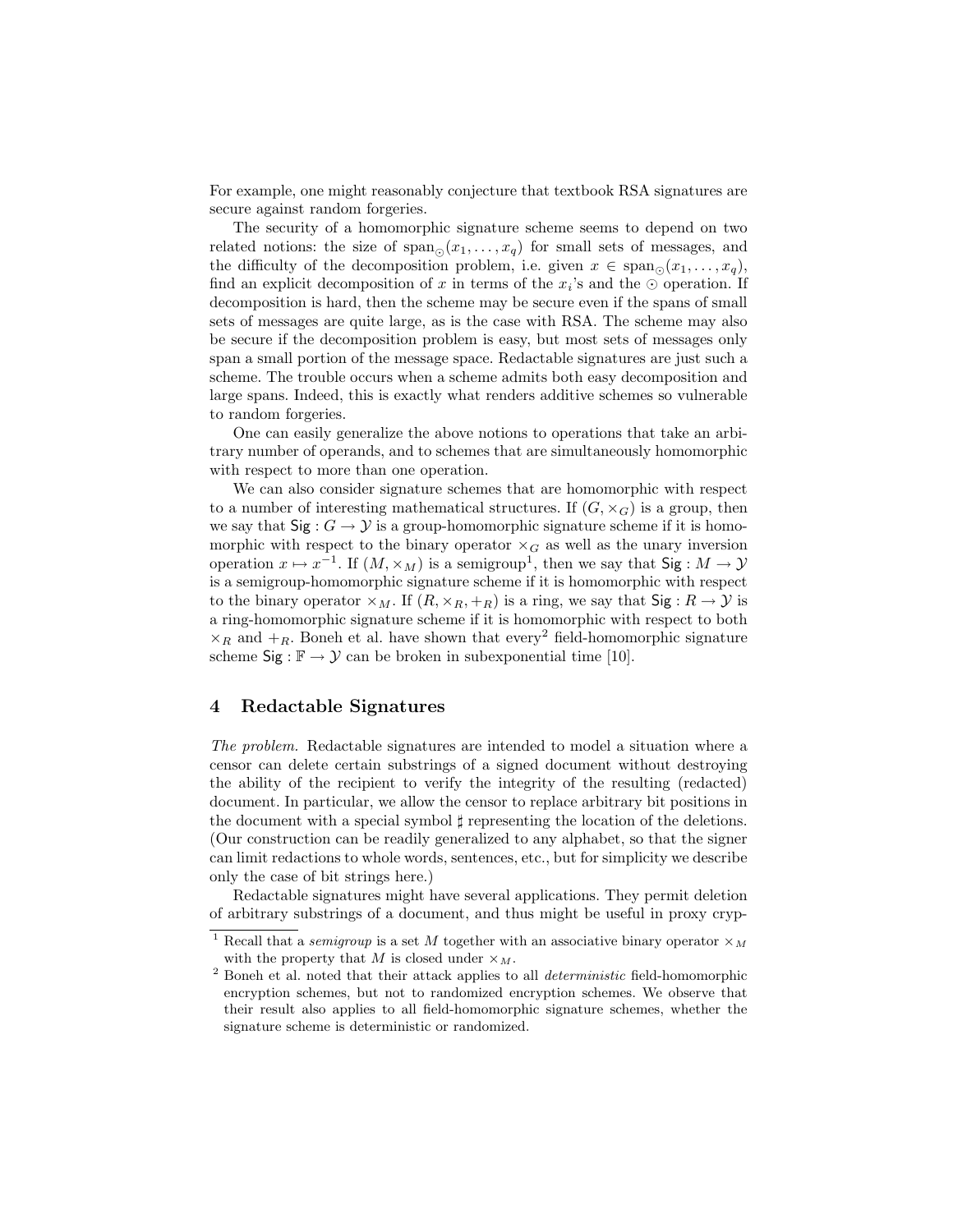For example, one might reasonably conjecture that textbook RSA signatures are secure against random forgeries.

The security of a homomorphic signature scheme seems to depend on two related notions: the size of $\text{span}_{\odot}(x_1, \ldots, x_q)$ for small sets of messages, and the difficulty of the decomposition problem, i.e. given $x \in \text{span}_{\odot}(x_1, \ldots, x_q)$, find an explicit decomposition of $x$ in terms of the $x_i$'s and the $\odot$ operation. If decomposition is hard, then the scheme may be secure even if the spans of small sets of messages are quite large, as is the case with RSA. The scheme may also be secure if the decomposition problem is easy, but most sets of messages only span a small portion of the message space. Redactable signatures are just such a scheme. The trouble occurs when a scheme admits both easy decomposition and large spans. Indeed, this is exactly what renders additive schemes so vulnerable to random forgeries.

One can easily generalize the above notions to operations that take an arbitrary number of operands, and to schemes that are simultaneously homomorphic with respect to more than one operation.

We can also consider signature schemes that are homomorphic with respect to a number of interesting mathematical structures. If $(G, \times_G)$ is a group, then we say that $\mathsf{Sig} : G \to \mathcal{Y}$ is a group-homomorphic signature scheme if it is homomorphic with respect to the binary operator $\times_G$ as well as the unary inversion operation $x \mapsto x^{-1}$. If $(M, \times_M)$ is a semigroup[1], then we say that $\mathsf{Sig} : M \to \mathcal{Y}$ is a semigroup-homomorphic signature scheme if it is homomorphic with respect to the binary operator $\times_M$. If $(R, \times_R, +_R)$ is a ring, we say that $\mathsf{Sig} : R \to \mathcal{Y}$ is a ring-homomorphic signature scheme if it is homomorphic with respect to both $\times_R$ and $+_R$. Boneh et al. have shown that every[2] field-homomorphic signature scheme $\mathsf{Sig} : \mathbb{F} \to \mathcal{Y}$ can be broken in subexponential time [10].

## 4 Redactable Signatures

*The problem.* Redactable signatures are intended to model a situation where a censor can delete certain substrings of a signed document without destroying the ability of the recipient to verify the integrity of the resulting (redacted) document. In particular, we allow the censor to replace arbitrary bit positions in the document with a special symbol $\sharp$ representing the location of the deletions. (Our construction can be readily generalized to any alphabet, so that the signer can limit redactions to whole words, sentences, etc., but for simplicity we describe only the case of bit strings here.)

Redactable signatures might have several applications. They permit deletion of arbitrary substrings of a document, and thus might be useful in proxy cryp-

[1] Recall that a *semigroup* is a set $M$ together with an associative binary operator $\times_M$ with the property that $M$ is closed under $\times_M$.

[2] Boneh et al. noted that their attack applies to all *deterministic* field-homomorphic encryption schemes, but not to randomized encryption schemes. We observe that their result also applies to all field-homomorphic signature schemes, whether the signature scheme is deterministic or randomized.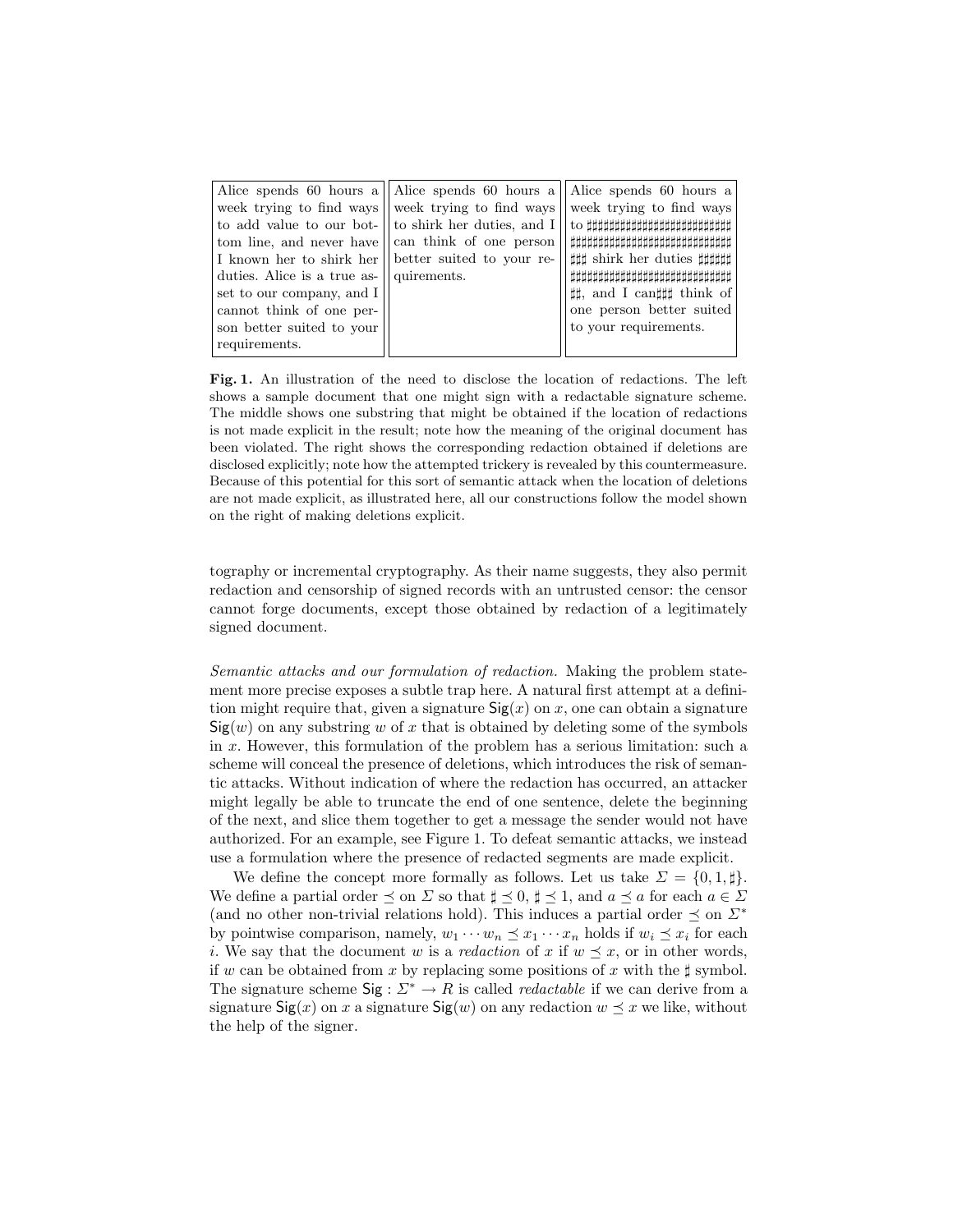| | | |
|---|---|---|
| Alice spends 60 hours a week trying to find ways to add value to our bottom line, and never have I known her to shirk her duties. Alice is a true asset to our company, and I cannot think of one person better suited to your requirements. | Alice spends 60 hours a week trying to find ways to shirk her duties, and I can think of one person better suited to your requirements. | Alice spends 60 hours a week trying to find ways to ♯♯♯♯♯♯♯♯♯♯♯♯♯♯♯♯♯♯♯♯♯♯♯♯♯♯ ♯♯♯♯♯♯♯♯♯♯♯♯♯♯♯♯♯♯♯♯♯♯♯♯♯♯♯♯ ♯♯♯ shirk her duties ♯♯♯♯♯♯ ♯♯♯♯♯♯♯♯♯♯♯♯♯♯♯♯♯♯♯♯♯♯♯♯♯♯♯♯ ♯♯, and I can♯♯♯ think of one person better suited to your requirements. |

**Fig. 1.** An illustration of the need to disclose the location of redactions. The left shows a sample document that one might sign with a redactable signature scheme. The middle shows one substring that might be obtained if the location of redactions is not made explicit in the result; note how the meaning of the original document has been violated. The right shows the corresponding redaction obtained if deletions are disclosed explicitly; note how the attempted trickery is revealed by this countermeasure. Because of this potential for this sort of semantic attack when the location of deletions are not made explicit, as illustrated here, all our constructions follow the model shown on the right of making deletions explicit.

tography or incremental cryptography. As their name suggests, they also permit redaction and censorship of signed records with an untrusted censor: the censor cannot forge documents, except those obtained by redaction of a legitimately signed document.

*Semantic attacks and our formulation of redaction.* Making the problem statement more precise exposes a subtle trap here. A natural first attempt at a definition might require that, given a signature $\mathsf{Sig}(x)$ on $x$, one can obtain a signature $\mathsf{Sig}(w)$ on any substring $w$ of $x$ that is obtained by deleting some of the symbols in $x$. However, this formulation of the problem has a serious limitation: such a scheme will conceal the presence of deletions, which introduces the risk of semantic attacks. Without indication of where the redaction has occurred, an attacker might legally be able to truncate the end of one sentence, delete the beginning of the next, and slice them together to get a message the sender would not have authorized. For an example, see Figure 1. To defeat semantic attacks, we instead use a formulation where the presence of redacted segments are made explicit.

We define the concept more formally as follows. Let us take $\Sigma = \{0, 1, \sharp\}$. We define a partial order $\preceq$ on $\Sigma$ so that $\sharp \preceq 0$, $\sharp \preceq 1$, and $a \preceq a$ for each $a \in \Sigma$ (and no other non-trivial relations hold). This induces a partial order $\preceq$ on $\Sigma^*$ by pointwise comparison, namely, $w_1 \cdots w_n \preceq x_1 \cdots x_n$ holds if $w_i \preceq x_i$ for each $i$. We say that the document $w$ is a *redaction* of $x$ if $w \preceq x$, or in other words, if $w$ can be obtained from $x$ by replacing some positions of $x$ with the $\sharp$ symbol. The signature scheme $\mathsf{Sig} : \Sigma^* \to R$ is called *redactable* if we can derive from a signature $\mathsf{Sig}(x)$ on $x$ a signature $\mathsf{Sig}(w)$ on any redaction $w \preceq x$ we like, without the help of the signer.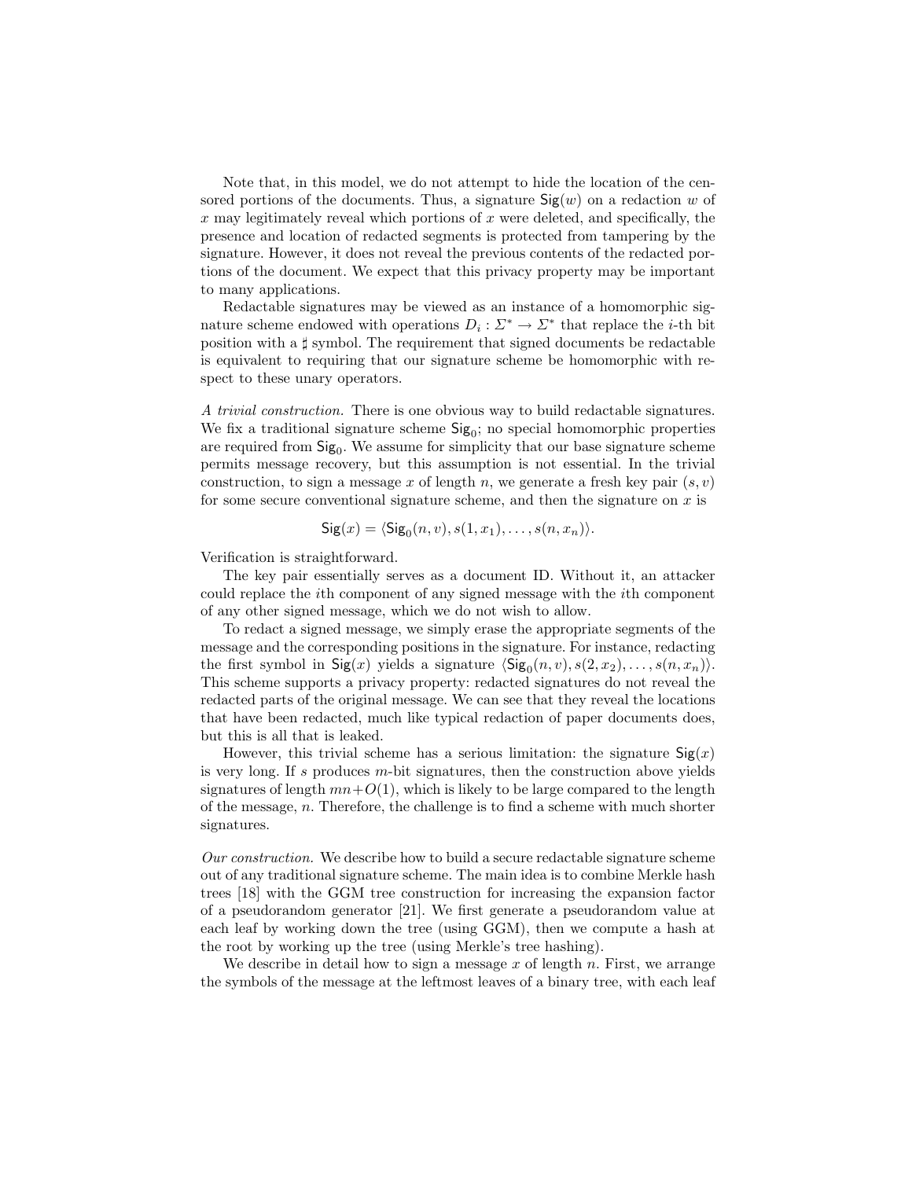Note that, in this model, we do not attempt to hide the location of the censored portions of the documents. Thus, a signature $\mathsf{Sig}(w)$ on a redaction $w$ of $x$ may legitimately reveal which portions of $x$ were deleted, and specifically, the presence and location of redacted segments is protected from tampering by the signature. However, it does not reveal the previous contents of the redacted portions of the document. We expect that this privacy property may be important to many applications.

Redactable signatures may be viewed as an instance of a homomorphic signature scheme endowed with operations $D_i : \Sigma^* \to \Sigma^*$ that replace the $i$-th bit position with a $\sharp$ symbol. The requirement that signed documents be redactable is equivalent to requiring that our signature scheme be homomorphic with respect to these unary operators.

*A trivial construction.* There is one obvious way to build redactable signatures. We fix a traditional signature scheme $\mathsf{Sig}_0$; no special homomorphic properties are required from $\mathsf{Sig}_0$. We assume for simplicity that our base signature scheme permits message recovery, but this assumption is not essential. In the trivial construction, to sign a message $x$ of length $n$, we generate a fresh key pair $(s, v)$ for some secure conventional signature scheme, and then the signature on $x$ is

$$\mathsf{Sig}(x) = \langle \mathsf{Sig}_0(n, v), s(1, x_1), \ldots, s(n, x_n) \rangle.$$

Verification is straightforward.

The key pair essentially serves as a document ID. Without it, an attacker could replace the $i$th component of any signed message with the $i$th component of any other signed message, which we do not wish to allow.

To redact a signed message, we simply erase the appropriate segments of the message and the corresponding positions in the signature. For instance, redacting the first symbol in $\mathsf{Sig}(x)$ yields a signature $\langle \mathsf{Sig}_0(n, v), s(2, x_2), \ldots, s(n, x_n) \rangle$. This scheme supports a privacy property: redacted signatures do not reveal the redacted parts of the original message. We can see that they reveal the locations that have been redacted, much like typical redaction of paper documents does, but this is all that is leaked.

However, this trivial scheme has a serious limitation: the signature $\mathsf{Sig}(x)$ is very long. If $s$ produces $m$-bit signatures, then the construction above yields signatures of length $mn + O(1)$, which is likely to be large compared to the length of the message, $n$. Therefore, the challenge is to find a scheme with much shorter signatures.

*Our construction.* We describe how to build a secure redactable signature scheme out of any traditional signature scheme. The main idea is to combine Merkle hash trees [18] with the GGM tree construction for increasing the expansion factor of a pseudorandom generator [21]. We first generate a pseudorandom value at each leaf by working down the tree (using GGM), then we compute a hash at the root by working up the tree (using Merkle's tree hashing).

We describe in detail how to sign a message $x$ of length $n$. First, we arrange the symbols of the message at the leftmost leaves of a binary tree, with each leaf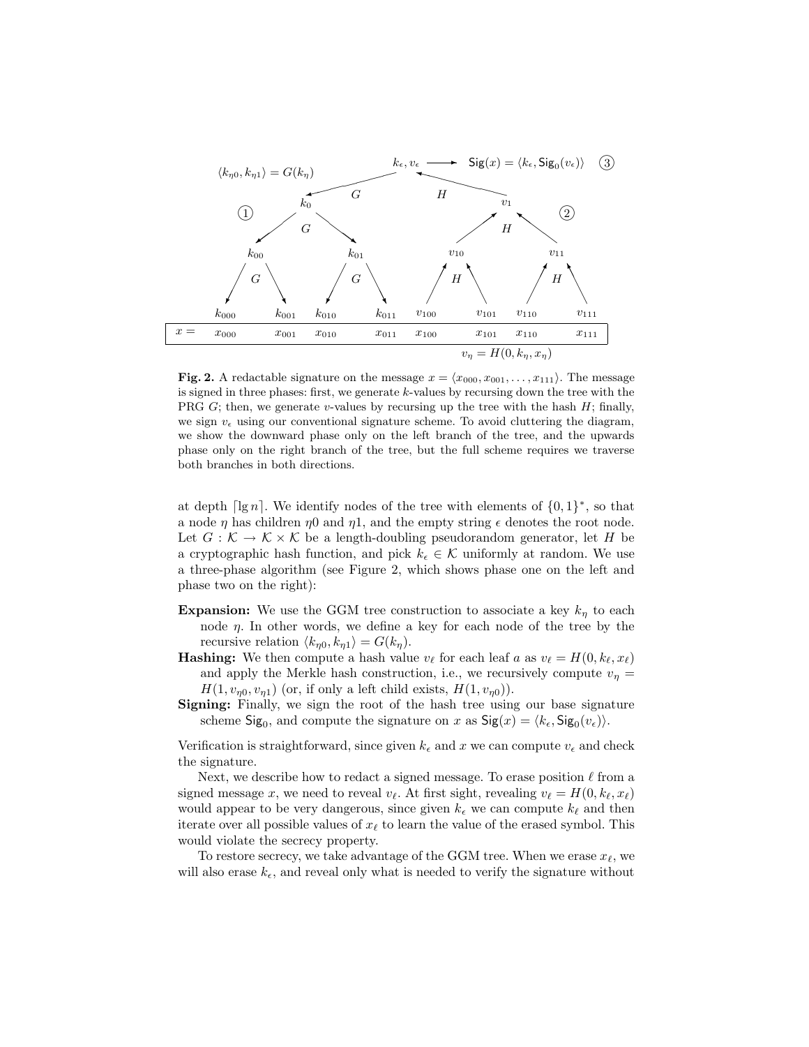**Fig. 2.** A redactable signature on the message $x = \langle x_{000}, x_{001}, \ldots, x_{111} \rangle$. The message is signed in three phases: first, we generate $k$-values by recursing down the tree with the PRG $G$; then, we generate $v$-values by recursing up the tree with the hash $H$; finally, we sign $v_\epsilon$ using our conventional signature scheme. To avoid cluttering the diagram, we show the downward phase only on the left branch of the tree, and the upwards phase only on the right branch of the tree, but the full scheme requires we traverse both branches in both directions.

at depth $\lceil \lg n \rceil$. We identify nodes of the tree with elements of $\{0,1\}^*$, so that a node $\eta$ has children $\eta 0$ and $\eta 1$, and the empty string $\epsilon$ denotes the root node. Let $G : \mathcal{K} \to \mathcal{K} \times \mathcal{K}$ be a length-doubling pseudorandom generator, let $H$ be a cryptographic hash function, and pick $k_\epsilon \in \mathcal{K}$ uniformly at random. We use a three-phase algorithm (see Figure 2, which shows phase one on the left and phase two on the right):

**Expansion:** We use the GGM tree construction to associate a key $k_\eta$ to each node $\eta$. In other words, we define a key for each node of the tree by the recursive relation $\langle k_{\eta 0}, k_{\eta 1} \rangle = G(k_\eta)$.

**Hashing:** We then compute a hash value $v_\ell$ for each leaf $a$ as $v_\ell = H(0, k_\ell, x_\ell)$ and apply the Merkle hash construction, i.e., we recursively compute $v_\eta = H(1, v_{\eta 0}, v_{\eta 1})$ (or, if only a left child exists, $H(1, v_{\eta 0})$).

**Signing:** Finally, we sign the root of the hash tree using our base signature scheme $\mathsf{Sig}_0$, and compute the signature on $x$ as $\mathsf{Sig}(x) = \langle k_\epsilon, \mathsf{Sig}_0(v_\epsilon) \rangle$.

Verification is straightforward, since given $k_\epsilon$ and $x$ we can compute $v_\epsilon$ and check the signature.

Next, we describe how to redact a signed message. To erase position $\ell$ from a signed message $x$, we need to reveal $v_\ell$. At first sight, revealing $v_\ell = H(0, k_\ell, x_\ell)$ would appear to be very dangerous, since given $k_\epsilon$ we can compute $k_\ell$ and then iterate over all possible values of $x_\ell$ to learn the value of the erased symbol. This would violate the secrecy property.

To restore secrecy, we take advantage of the GGM tree. When we erase $x_\ell$, we will also erase $k_\epsilon$, and reveal only what is needed to verify the signature without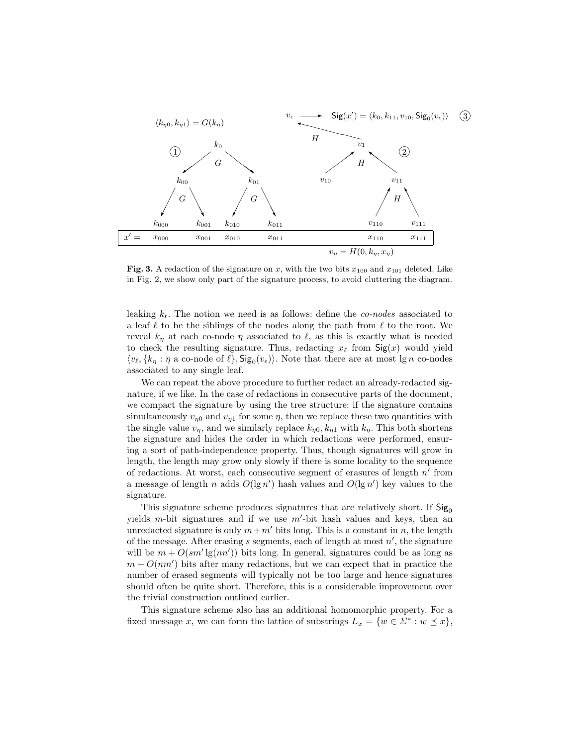**Fig. 3.** A redaction of the signature on $x$, with the two bits $x_{100}$ and $x_{101}$ deleted. Like in Fig. 2, we show only part of the signature process, to avoid cluttering the diagram.

leaking $k_\ell$. The notion we need is as follows: define the *co-nodes* associated to a leaf $\ell$ to be the siblings of the nodes along the path from $\ell$ to the root. We reveal $k_\eta$ at each co-node $\eta$ associated to $\ell$, as this is exactly what is needed to check the resulting signature. Thus, redacting $x_\ell$ from $\mathsf{Sig}(x)$ would yield $\langle v_\ell, \{k_\eta : \eta \text{ a co-node of } \ell\}, \mathsf{Sig}_0(v_\epsilon)\rangle$. Note that there are at most $\lg n$ co-nodes associated to any single leaf.

We can repeat the above procedure to further redact an already-redacted signature, if we like. In the case of redactions in consecutive parts of the document, we compact the signature by using the tree structure: if the signature contains simultaneously $v_{\eta 0}$ and $v_{\eta 1}$ for some $\eta$, then we replace these two quantities with the single value $v_\eta$, and we similarly replace $k_{\eta 0}, k_{\eta 1}$ with $k_\eta$. This both shortens the signature and hides the order in which redactions were performed, ensuring a sort of path-independence property. Thus, though signatures will grow in length, the length may grow only slowly if there is some locality to the sequence of redactions. At worst, each consecutive segment of erasures of length $n'$ from a message of length $n$ adds $O(\lg n')$ hash values and $O(\lg n')$ key values to the signature.

This signature scheme produces signatures that are relatively short. If $\mathsf{Sig}_0$ yields $m$-bit signatures and if we use $m'$-bit hash values and keys, then an unredacted signature is only $m + m'$ bits long. This is a constant in $n$, the length of the message. After erasing $s$ segments, each of length at most $n'$, the signature will be $m + O(sm' \lg(nn'))$ bits long. In general, signatures could be as long as $m + O(nm')$ bits after many redactions, but we can expect that in practice the number of erased segments will typically not be too large and hence signatures should often be quite short. Therefore, this is a considerable improvement over the trivial construction outlined earlier.

This signature scheme also has an additional homomorphic property. For a fixed message $x$, we can form the lattice of substrings $L_x = \{w \in \Sigma^* : w \preceq x\}$,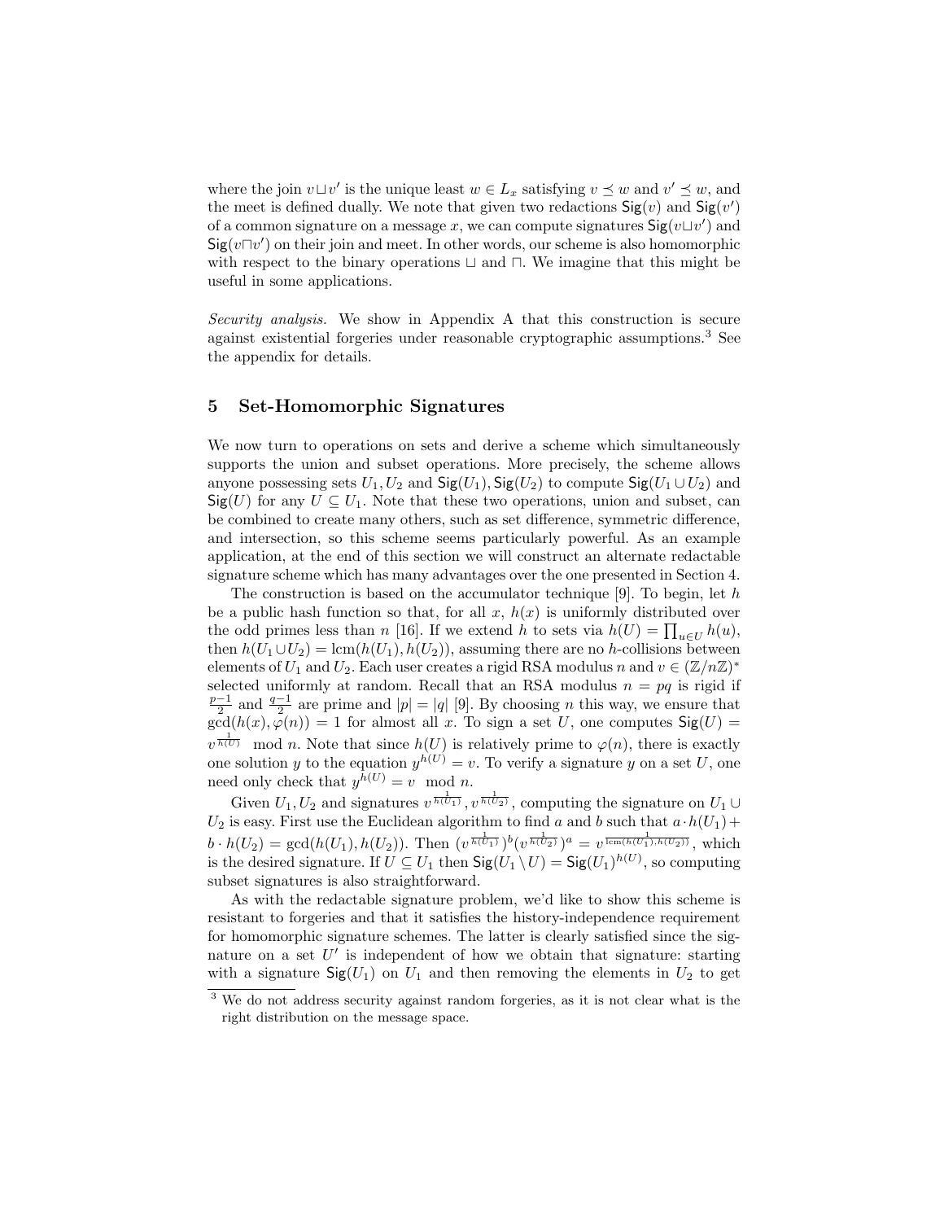where the join $v \sqcup v'$ is the unique least $w \in L_x$ satisfying $v \preceq w$ and $v' \preceq w$, and the meet is defined dually. We note that given two redactions $\mathsf{Sig}(v)$ and $\mathsf{Sig}(v')$ of a common signature on a message $x$, we can compute signatures $\mathsf{Sig}(v \sqcup v')$ and $\mathsf{Sig}(v \sqcap v')$ on their join and meet. In other words, our scheme is also homomorphic with respect to the binary operations $\sqcup$ and $\sqcap$. We imagine that this might be useful in some applications.

*Security analysis.* We show in Appendix A that this construction is secure against existential forgeries under reasonable cryptographic assumptions.[3] See the appendix for details.

## 5 Set-Homomorphic Signatures

We now turn to operations on sets and derive a scheme which simultaneously supports the union and subset operations. More precisely, the scheme allows anyone possessing sets $U_1, U_2$ and $\mathsf{Sig}(U_1), \mathsf{Sig}(U_2)$ to compute $\mathsf{Sig}(U_1 \cup U_2)$ and $\mathsf{Sig}(U)$ for any $U \subseteq U_1$. Note that these two operations, union and subset, can be combined to create many others, such as set difference, symmetric difference, and intersection, so this scheme seems particularly powerful. As an example application, at the end of this section we will construct an alternate redactable signature scheme which has many advantages over the one presented in Section 4.

The construction is based on the accumulator technique [9]. To begin, let $h$ be a public hash function so that, for all $x$, $h(x)$ is uniformly distributed over the odd primes less than $n$ [16]. If we extend $h$ to sets via $h(U) = \prod_{u \in U} h(u)$, then $h(U_1 \cup U_2) = \mathrm{lcm}(h(U_1), h(U_2))$, assuming there are no $h$-collisions between elements of $U_1$ and $U_2$. Each user creates a rigid RSA modulus $n$ and $v \in (\mathbb{Z}/n\mathbb{Z})^*$ selected uniformly at random. Recall that an RSA modulus $n = pq$ is rigid if $\frac{p-1}{2}$ and $\frac{q-1}{2}$ are prime and $|p| = |q|$ [9]. By choosing $n$ this way, we ensure that $\gcd(h(x), \varphi(n)) = 1$ for almost all $x$. To sign a set $U$, one computes $\mathsf{Sig}(U) = v^{\frac{1}{h(U)}} \mod n$. Note that since $h(U)$ is relatively prime to $\varphi(n)$, there is exactly one solution $y$ to the equation $y^{h(U)} = v$. To verify a signature $y$ on a set $U$, one need only check that $y^{h(U)} = v \mod n$.

Given $U_1, U_2$ and signatures $v^{\frac{1}{h(U_1)}}, v^{\frac{1}{h(U_2)}}$, computing the signature on $U_1 \cup U_2$ is easy. First use the Euclidean algorithm to find $a$ and $b$ such that $a \cdot h(U_1) + b \cdot h(U_2) = \gcd(h(U_1), h(U_2))$. Then $(v^{\frac{1}{h(U_1)}})^b (v^{\frac{1}{h(U_2)}})^a = v^{\frac{1}{\mathrm{lcm}(h(U_1), h(U_2))}}$, which is the desired signature. If $U \subseteq U_1$ then $\mathsf{Sig}(U_1 \setminus U) = \mathsf{Sig}(U_1)^{h(U)}$, so computing subset signatures is also straightforward.

As with the redactable signature problem, we'd like to show this scheme is resistant to forgeries and that it satisfies the history-independence requirement for homomorphic signature schemes. The latter is clearly satisfied since the signature on a set $U'$ is independent of how we obtain that signature: starting with a signature $\mathsf{Sig}(U_1)$ on $U_1$ and then removing the elements in $U_2$ to get

[3] We do not address security against random forgeries, as it is not clear what is the right distribution on the message space.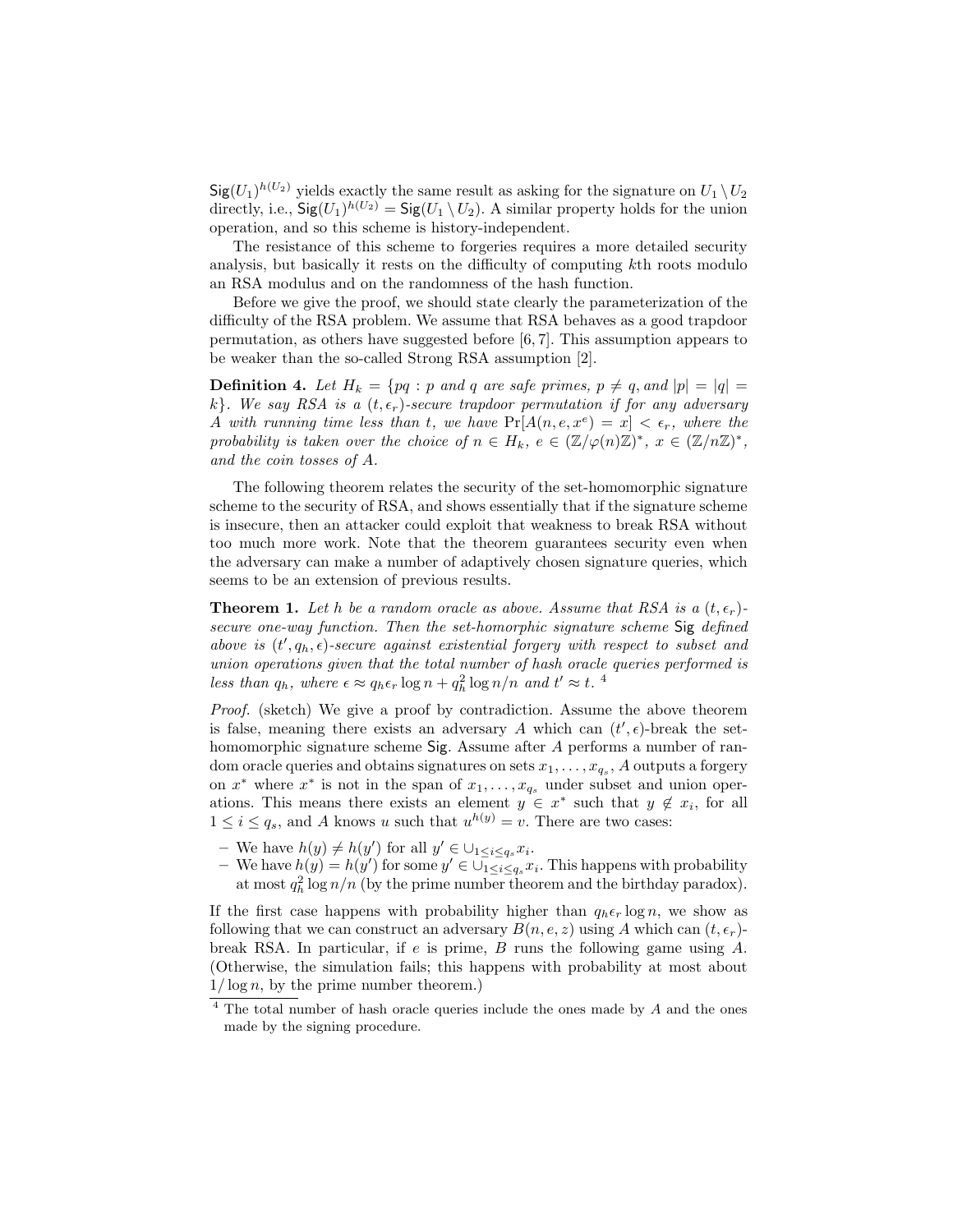$\mathsf{Sig}(U_1)^{h(U_2)}$ yields exactly the same result as asking for the signature on $U_1 \setminus U_2$ directly, i.e., $\mathsf{Sig}(U_1)^{h(U_2)} = \mathsf{Sig}(U_1 \setminus U_2)$. A similar property holds for the union operation, and so this scheme is history-independent.

The resistance of this scheme to forgeries requires a more detailed security analysis, but basically it rests on the difficulty of computing $k$th roots modulo an RSA modulus and on the randomness of the hash function.

Before we give the proof, we should state clearly the parameterization of the difficulty of the RSA problem. We assume that RSA behaves as a good trapdoor permutation, as others have suggested before [6, 7]. This assumption appears to be weaker than the so-called Strong RSA assumption [2].

**Definition 4.** *Let $H_k = \{pq : p$ and $q$ are safe primes, $p \neq q$, and $|p| = |q| = k\}$. We say RSA is a $(t, \epsilon_r)$-secure trapdoor permutation if for any adversary $A$ with running time less than $t$, we have $\Pr[A(n, e, x^e) = x] < \epsilon_r$, where the probability is taken over the choice of $n \in H_k$, $e \in (\mathbb{Z}/\varphi(n)\mathbb{Z})^*$, $x \in (\mathbb{Z}/n\mathbb{Z})^*$, and the coin tosses of $A$.*

The following theorem relates the security of the set-homomorphic signature scheme to the security of RSA, and shows essentially that if the signature scheme is insecure, then an attacker could exploit that weakness to break RSA without too much more work. Note that the theorem guarantees security even when the adversary can make a number of adaptively chosen signature queries, which seems to be an extension of previous results.

**Theorem 1.** *Let $h$ be a random oracle as above. Assume that RSA is a $(t, \epsilon_r)$-secure one-way function. Then the set-homorphic signature scheme $\mathsf{Sig}$ defined above is $(t', q_h, \epsilon)$-secure against existential forgery with respect to subset and union operations given that the total number of hash oracle queries performed is less than $q_h$, where $\epsilon \approx q_h \epsilon_r \log n + q_h^2 \log n / n$ and $t' \approx t$.* [4]

*Proof.* (sketch) We give a proof by contradiction. Assume the above theorem is false, meaning there exists an adversary $A$ which can $(t', \epsilon)$-break the set-homomorphic signature scheme $\mathsf{Sig}$. Assume after $A$ performs a number of random oracle queries and obtains signatures on sets $x_1, \ldots, x_{q_s}$, $A$ outputs a forgery on $x^*$ where $x^*$ is not in the span of $x_1, \ldots, x_{q_s}$ under subset and union operations. This means there exists an element $y \in x^*$ such that $y \notin x_i$, for all $1 \leq i \leq q_s$, and $A$ knows $u$ such that $u^{h(y)} = v$. There are two cases:

- We have $h(y) \neq h(y')$ for all $y' \in \cup_{1 \leq i \leq q_s} x_i$.
- We have $h(y) = h(y')$ for some $y' \in \cup_{1 \leq i \leq q_s} x_i$. This happens with probability at most $q_h^2 \log n / n$ (by the prime number theorem and the birthday paradox).

If the first case happens with probability higher than $q_h \epsilon_r \log n$, we show as following that we can construct an adversary $B(n, e, z)$ using $A$ which can $(t, \epsilon_r)$-break RSA. In particular, if $e$ is prime, $B$ runs the following game using $A$. (Otherwise, the simulation fails; this happens with probability at most about $1/\log n$, by the prime number theorem.)

[4] The total number of hash oracle queries include the ones made by $A$ and the ones made by the signing procedure.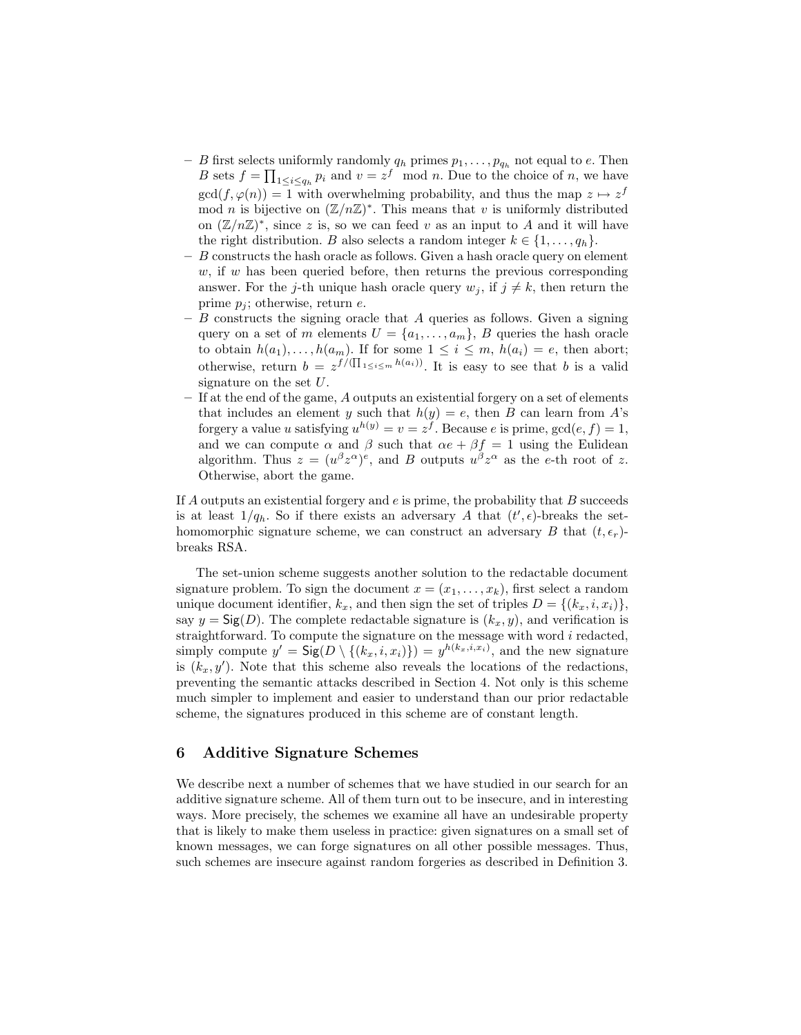- $B$ first selects uniformly randomly $q_h$ primes $p_1, \ldots, p_{q_h}$ not equal to $e$. Then $B$ sets $f = \prod_{1 \le i \le q_h} p_i$ and $v = z^f \mod n$. Due to the choice of $n$, we have $\gcd(f, \varphi(n)) = 1$ with overwhelming probability, and thus the map $z \mapsto z^f \mod n$ is bijective on $(\mathbb{Z}/n\mathbb{Z})^*$. This means that $v$ is uniformly distributed on $(\mathbb{Z}/n\mathbb{Z})^*$, since $z$ is, so we can feed $v$ as an input to $A$ and it will have the right distribution. $B$ also selects a random integer $k \in \{1, \ldots, q_h\}$.
- $B$ constructs the hash oracle as follows. Given a hash oracle query on element $w$, if $w$ has been queried before, then returns the previous corresponding answer. For the $j$-th unique hash oracle query $w_j$, if $j \neq k$, then return the prime $p_j$; otherwise, return $e$.
- $B$ constructs the signing oracle that $A$ queries as follows. Given a signing query on a set of $m$ elements $U = \{a_1, \ldots, a_m\}$, $B$ queries the hash oracle to obtain $h(a_1), \ldots, h(a_m)$. If for some $1 \le i \le m$, $h(a_i) = e$, then abort; otherwise, return $b = z^{f/(\prod_{1 \le i \le m} h(a_i))}$. It is easy to see that $b$ is a valid signature on the set $U$.
- If at the end of the game, $A$ outputs an existential forgery on a set of elements that includes an element $y$ such that $h(y) = e$, then $B$ can learn from $A$'s forgery a value $u$ satisfying $u^{h(y)} = v = z^f$. Because $e$ is prime, $\gcd(e, f) = 1$, and we can compute $\alpha$ and $\beta$ such that $\alpha e + \beta f = 1$ using the Eulidean algorithm. Thus $z = (u^\beta z^\alpha)^e$, and $B$ outputs $u^\beta z^\alpha$ as the $e$-th root of $z$. Otherwise, abort the game.

If $A$ outputs an existential forgery and $e$ is prime, the probability that $B$ succeeds is at least $1/q_h$. So if there exists an adversary $A$ that $(t', \epsilon)$-breaks the set-homomorphic signature scheme, we can construct an adversary $B$ that $(t, \epsilon_r)$-breaks RSA.

The set-union scheme suggests another solution to the redactable document signature problem. To sign the document $x = (x_1, \ldots, x_k)$, first select a random unique document identifier, $k_x$, and then sign the set of triples $D = \{(k_x, i, x_i)\}$, say $y = \mathsf{Sig}(D)$. The complete redactable signature is $(k_x, y)$, and verification is straightforward. To compute the signature on the message with word $i$ redacted, simply compute $y' = \mathsf{Sig}(D \setminus \{(k_x, i, x_i)\}) = y^{h(k_x, i, x_i)}$, and the new signature is $(k_x, y')$. Note that this scheme also reveals the locations of the redactions, preventing the semantic attacks described in Section 4. Not only is this scheme much simpler to implement and easier to understand than our prior redactable scheme, the signatures produced in this scheme are of constant length.

## 6 Additive Signature Schemes

We describe next a number of schemes that we have studied in our search for an additive signature scheme. All of them turn out to be insecure, and in interesting ways. More precisely, the schemes we examine all have an undesirable property that is likely to make them useless in practice: given signatures on a small set of known messages, we can forge signatures on all other possible messages. Thus, such schemes are insecure against random forgeries as described in Definition 3.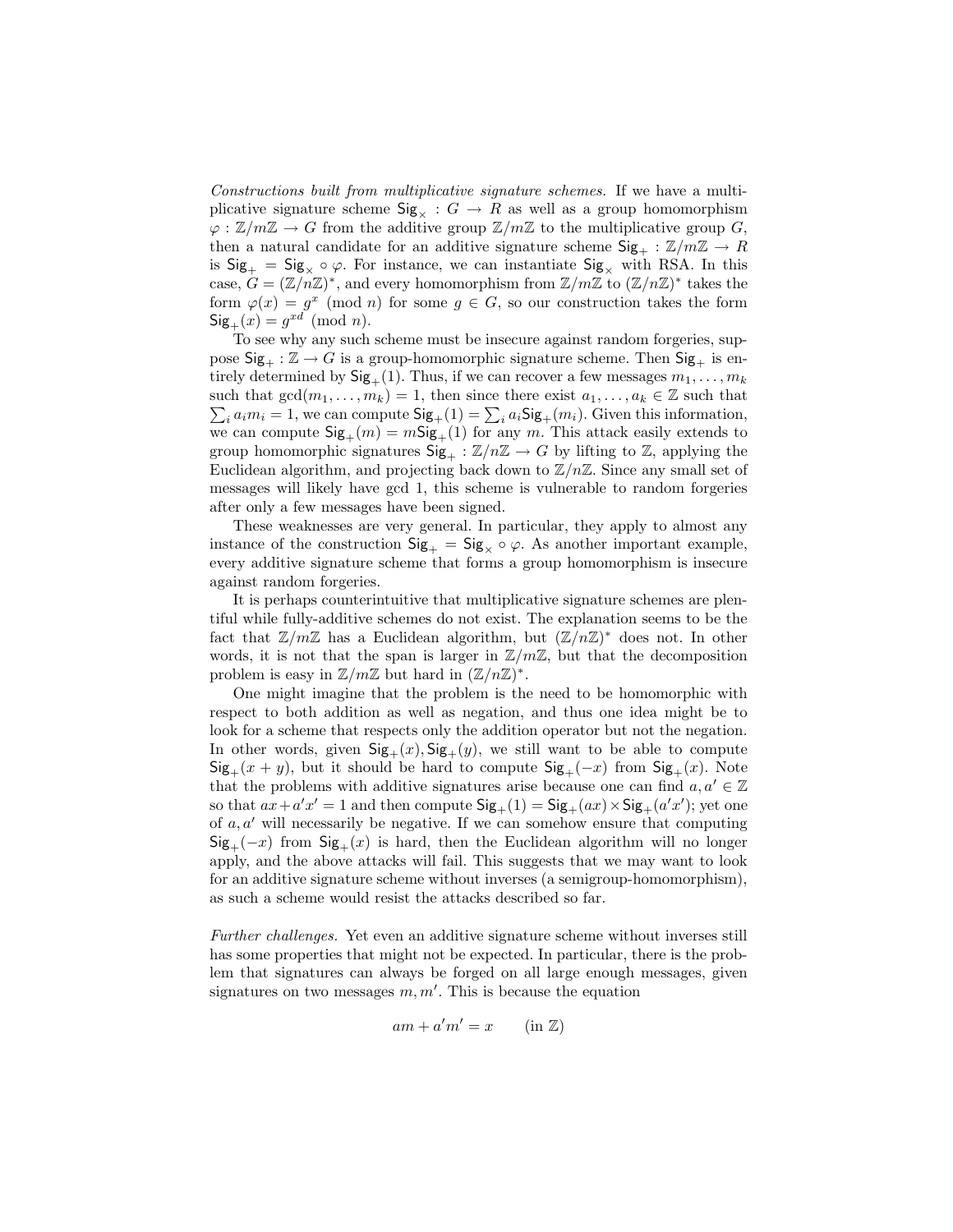*Constructions built from multiplicative signature schemes.* If we have a multiplicative signature scheme $\mathsf{Sig}_\times : G \to R$ as well as a group homomorphism $\varphi : \mathbb{Z}/m\mathbb{Z} \to G$ from the additive group $\mathbb{Z}/m\mathbb{Z}$ to the multiplicative group $G$, then a natural candidate for an additive signature scheme $\mathsf{Sig}_+ : \mathbb{Z}/m\mathbb{Z} \to R$ is $\mathsf{Sig}_+ = \mathsf{Sig}_\times \circ \varphi$. For instance, we can instantiate $\mathsf{Sig}_\times$ with RSA. In this case, $G = (\mathbb{Z}/n\mathbb{Z})^*$, and every homomorphism from $\mathbb{Z}/m\mathbb{Z}$ to $(\mathbb{Z}/n\mathbb{Z})^*$ takes the form $\varphi(x) = g^x \pmod{n}$ for some $g \in G$, so our construction takes the form $\mathsf{Sig}_+(x) = g^{xd} \pmod{n}$.

To see why any such scheme must be insecure against random forgeries, suppose $\mathsf{Sig}_+ : \mathbb{Z} \to G$ is a group-homomorphic signature scheme. Then $\mathsf{Sig}_+$ is entirely determined by $\mathsf{Sig}_+(1)$. Thus, if we can recover a few messages $m_1, \ldots, m_k$ such that $\gcd(m_1, \ldots, m_k) = 1$, then since there exist $a_1, \ldots, a_k \in \mathbb{Z}$ such that $\sum_i a_i m_i = 1$, we can compute $\mathsf{Sig}_+(1) = \sum_i a_i \mathsf{Sig}_+(m_i)$. Given this information, we can compute $\mathsf{Sig}_+(m) = m\mathsf{Sig}_+(1)$ for any $m$. This attack easily extends to group homomorphic signatures $\mathsf{Sig}_+ : \mathbb{Z}/n\mathbb{Z} \to G$ by lifting to $\mathbb{Z}$, applying the Euclidean algorithm, and projecting back down to $\mathbb{Z}/n\mathbb{Z}$. Since any small set of messages will likely have gcd 1, this scheme is vulnerable to random forgeries after only a few messages have been signed.

These weaknesses are very general. In particular, they apply to almost any instance of the construction $\mathsf{Sig}_+ = \mathsf{Sig}_\times \circ \varphi$. As another important example, every additive signature scheme that forms a group homomorphism is insecure against random forgeries.

It is perhaps counterintuitive that multiplicative signature schemes are plentiful while fully-additive schemes do not exist. The explanation seems to be the fact that $\mathbb{Z}/m\mathbb{Z}$ has a Euclidean algorithm, but $(\mathbb{Z}/n\mathbb{Z})^*$ does not. In other words, it is not that the span is larger in $\mathbb{Z}/m\mathbb{Z}$, but that the decomposition problem is easy in $\mathbb{Z}/m\mathbb{Z}$ but hard in $(\mathbb{Z}/n\mathbb{Z})^*$.

One might imagine that the problem is the need to be homomorphic with respect to both addition as well as negation, and thus one idea might be to look for a scheme that respects only the addition operator but not the negation. In other words, given $\mathsf{Sig}_+(x), \mathsf{Sig}_+(y)$, we still want to be able to compute $\mathsf{Sig}_+(x + y)$, but it should be hard to compute $\mathsf{Sig}_+(-x)$ from $\mathsf{Sig}_+(x)$. Note that the problems with additive signatures arise because one can find $a, a' \in \mathbb{Z}$ so that $ax + a'x' = 1$ and then compute $\mathsf{Sig}_+(1) = \mathsf{Sig}_+(ax) \times \mathsf{Sig}_+(a'x')$; yet one of $a, a'$ will necessarily be negative. If we can somehow ensure that computing $\mathsf{Sig}_+(-x)$ from $\mathsf{Sig}_+(x)$ is hard, then the Euclidean algorithm will no longer apply, and the above attacks will fail. This suggests that we may want to look for an additive signature scheme without inverses (a semigroup-homomorphism), as such a scheme would resist the attacks described so far.

*Further challenges.* Yet even an additive signature scheme without inverses still has some properties that might not be expected. In particular, there is the problem that signatures can always be forged on all large enough messages, given signatures on two messages $m, m'$. This is because the equation

$$am + a'm' = x \qquad (\text{in } \mathbb{Z})$$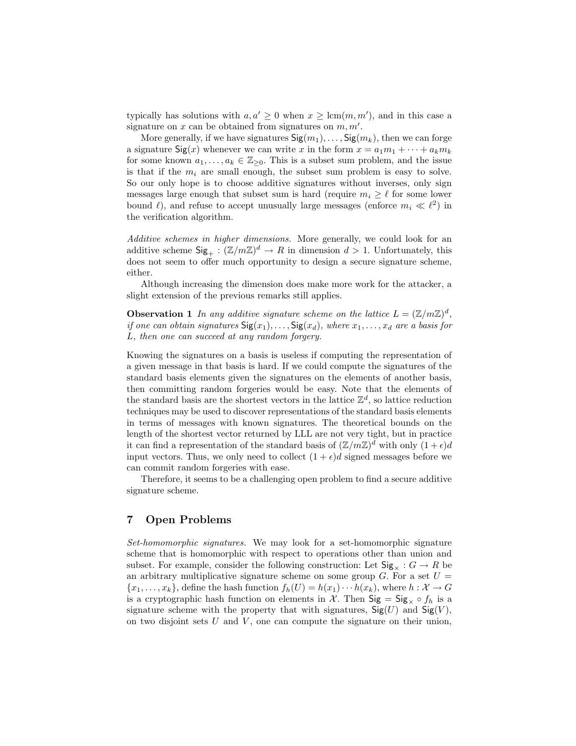typically has solutions with $a, a' \geq 0$ when $x \geq \mathrm{lcm}(m, m')$, and in this case a signature on $x$ can be obtained from signatures on $m, m'$.

More generally, if we have signatures $\mathsf{Sig}(m_1), \ldots, \mathsf{Sig}(m_k)$, then we can forge a signature $\mathsf{Sig}(x)$ whenever we can write $x$ in the form $x = a_1 m_1 + \cdots + a_k m_k$ for some known $a_1, \ldots, a_k \in \mathbb{Z}_{\geq 0}$. This is a subset sum problem, and the issue is that if the $m_i$ are small enough, the subset sum problem is easy to solve. So our only hope is to choose additive signatures without inverses, only sign messages large enough that subset sum is hard (require $m_i \geq \ell$ for some lower bound $\ell$), and refuse to accept unusually large messages (enforce $m_i \ll \ell^2$) in the verification algorithm.

*Additive schemes in higher dimensions.* More generally, we could look for an additive scheme $\mathsf{Sig}_+ : (\mathbb{Z}/m\mathbb{Z})^d \to R$ in dimension $d > 1$. Unfortunately, this does not seem to offer much opportunity to design a secure signature scheme, either.

Although increasing the dimension does make more work for the attacker, a slight extension of the previous remarks still applies.

**Observation 1** *In any additive signature scheme on the lattice $L = (\mathbb{Z}/m\mathbb{Z})^d$, if one can obtain signatures $\mathsf{Sig}(x_1), \ldots, \mathsf{Sig}(x_d)$, where $x_1, \ldots, x_d$ are a basis for $L$, then one can succeed at any random forgery.*

Knowing the signatures on a basis is useless if computing the representation of a given message in that basis is hard. If we could compute the signatures of the standard basis elements given the signatures on the elements of another basis, then committing random forgeries would be easy. Note that the elements of the standard basis are the shortest vectors in the lattice $\mathbb{Z}^d$, so lattice reduction techniques may be used to discover representations of the standard basis elements in terms of messages with known signatures. The theoretical bounds on the length of the shortest vector returned by LLL are not very tight, but in practice it can find a representation of the standard basis of $(\mathbb{Z}/m\mathbb{Z})^d$ with only $(1+\epsilon)d$ input vectors. Thus, we only need to collect $(1+\epsilon)d$ signed messages before we can commit random forgeries with ease.

Therefore, it seems to be a challenging open problem to find a secure additive signature scheme.

## 7 Open Problems

*Set-homomorphic signatures.* We may look for a set-homomorphic signature scheme that is homomorphic with respect to operations other than union and subset. For example, consider the following construction: Let $\mathsf{Sig}_\times : G \to R$ be an arbitrary multiplicative signature scheme on some group $G$. For a set $U = \{x_1, \ldots, x_k\}$, define the hash function $f_h(U) = h(x_1) \cdots h(x_k)$, where $h : \mathcal{X} \to G$ is a cryptographic hash function on elements in $\mathcal{X}$. Then $\mathsf{Sig} = \mathsf{Sig}_\times \circ f_h$ is a signature scheme with the property that with signatures, $\mathsf{Sig}(U)$ and $\mathsf{Sig}(V)$, on two disjoint sets $U$ and $V$, one can compute the signature on their union,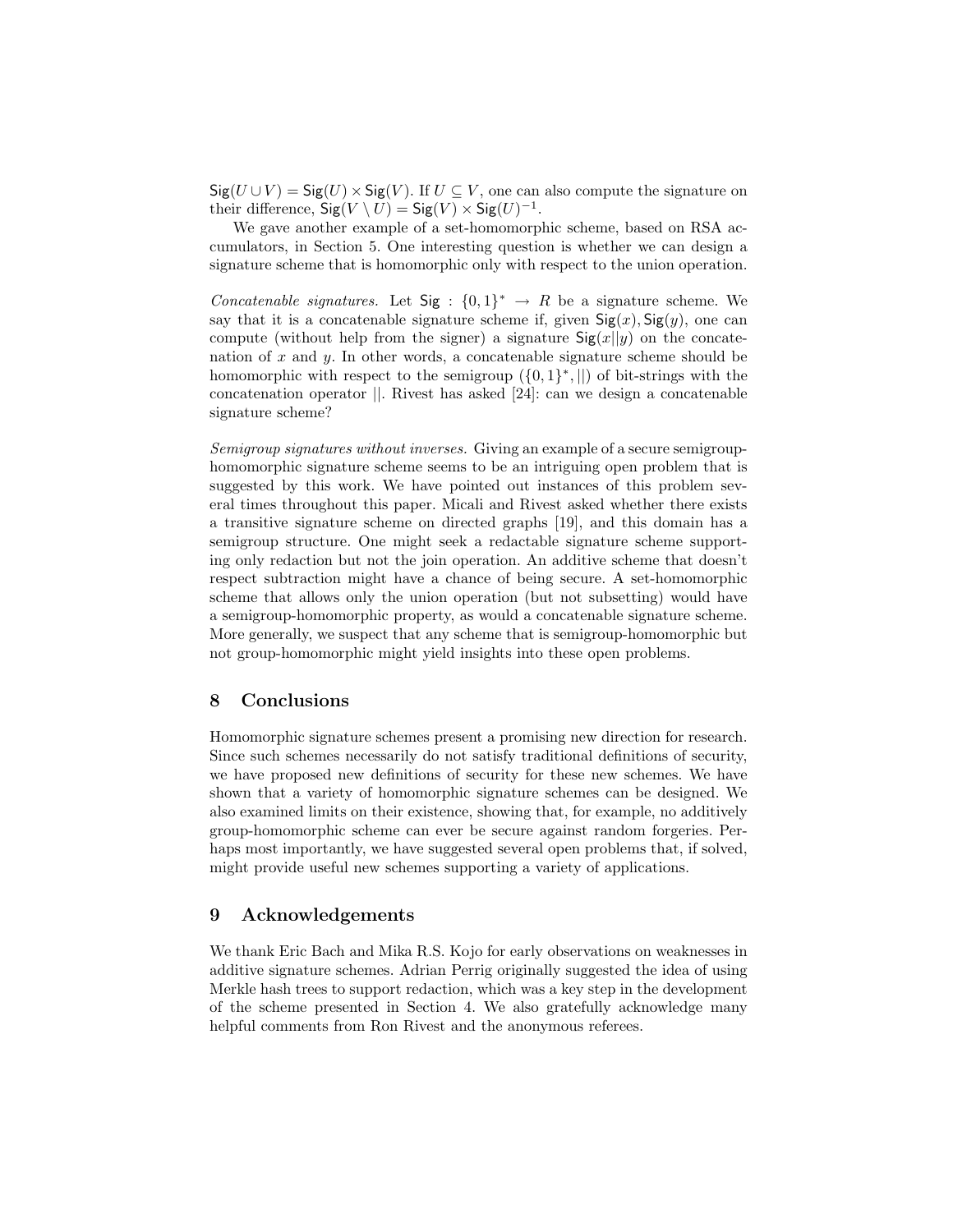$\mathsf{Sig}(U \cup V) = \mathsf{Sig}(U) \times \mathsf{Sig}(V)$. If $U \subseteq V$, one can also compute the signature on their difference, $\mathsf{Sig}(V \setminus U) = \mathsf{Sig}(V) \times \mathsf{Sig}(U)^{-1}$.

We gave another example of a set-homomorphic scheme, based on RSA accumulators, in Section 5. One interesting question is whether we can design a signature scheme that is homomorphic only with respect to the union operation.

*Concatenable signatures.* Let $\mathsf{Sig} : \{0,1\}^* \rightarrow R$ be a signature scheme. We say that it is a concatenable signature scheme if, given $\mathsf{Sig}(x), \mathsf{Sig}(y)$, one can compute (without help from the signer) a signature $\mathsf{Sig}(x||y)$ on the concatenation of $x$ and $y$. In other words, a concatenable signature scheme should be homomorphic with respect to the semigroup $(\{0,1\}^*, ||)$ of bit-strings with the concatenation operator $||$. Rivest has asked [24]: can we design a concatenable signature scheme?

*Semigroup signatures without inverses.* Giving an example of a secure semigroup-homomorphic signature scheme seems to be an intriguing open problem that is suggested by this work. We have pointed out instances of this problem several times throughout this paper. Micali and Rivest asked whether there exists a transitive signature scheme on directed graphs [19], and this domain has a semigroup structure. One might seek a redactable signature scheme supporting only redaction but not the join operation. An additive scheme that doesn't respect subtraction might have a chance of being secure. A set-homomorphic scheme that allows only the union operation (but not subsetting) would have a semigroup-homomorphic property, as would a concatenable signature scheme. More generally, we suspect that any scheme that is semigroup-homomorphic but not group-homomorphic might yield insights into these open problems.

## 8 Conclusions

Homomorphic signature schemes present a promising new direction for research. Since such schemes necessarily do not satisfy traditional definitions of security, we have proposed new definitions of security for these new schemes. We have shown that a variety of homomorphic signature schemes can be designed. We also examined limits on their existence, showing that, for example, no additively group-homomorphic scheme can ever be secure against random forgeries. Perhaps most importantly, we have suggested several open problems that, if solved, might provide useful new schemes supporting a variety of applications.

## 9 Acknowledgements

We thank Eric Bach and Mika R.S. Kojo for early observations on weaknesses in additive signature schemes. Adrian Perrig originally suggested the idea of using Merkle hash trees to support redaction, which was a key step in the development of the scheme presented in Section 4. We also gratefully acknowledge many helpful comments from Ron Rivest and the anonymous referees.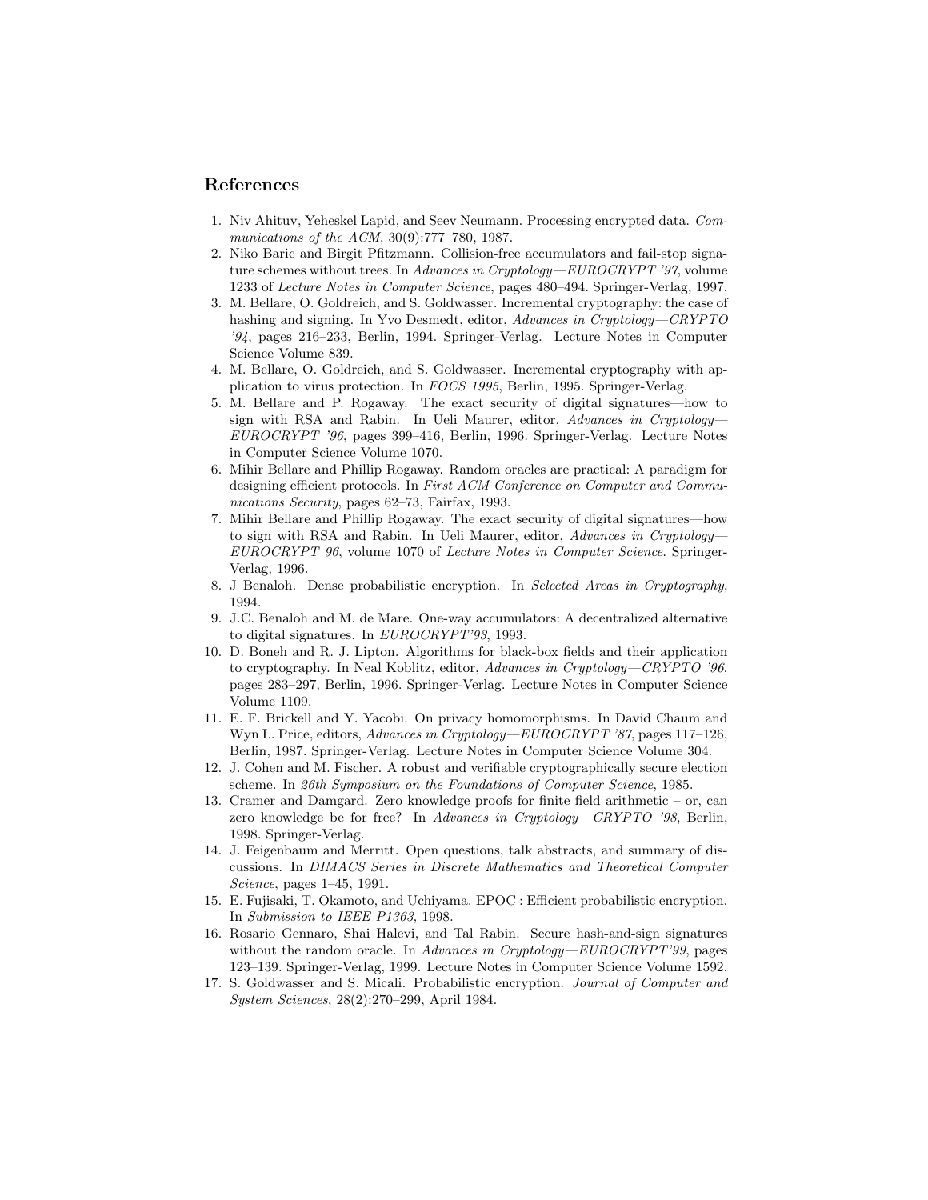## References

1. Niv Ahituv, Yeheskel Lapid, and Seev Neumann. Processing encrypted data. *Communications of the ACM*, 30(9):777–780, 1987.
2. Niko Baric and Birgit Pfitzmann. Collision-free accumulators and fail-stop signature schemes without trees. In *Advances in Cryptology—EUROCRYPT '97*, volume 1233 of *Lecture Notes in Computer Science*, pages 480–494. Springer-Verlag, 1997.
3. M. Bellare, O. Goldreich, and S. Goldwasser. Incremental cryptography: the case of hashing and signing. In Yvo Desmedt, editor, *Advances in Cryptology—CRYPTO '94*, pages 216–233, Berlin, 1994. Springer-Verlag. Lecture Notes in Computer Science Volume 839.
4. M. Bellare, O. Goldreich, and S. Goldwasser. Incremental cryptography with application to virus protection. In *FOCS 1995*, Berlin, 1995. Springer-Verlag.
5. M. Bellare and P. Rogaway. The exact security of digital signatures—how to sign with RSA and Rabin. In Ueli Maurer, editor, *Advances in Cryptology—EUROCRYPT '96*, pages 399–416, Berlin, 1996. Springer-Verlag. Lecture Notes in Computer Science Volume 1070.
6. Mihir Bellare and Phillip Rogaway. Random oracles are practical: A paradigm for designing efficient protocols. In *First ACM Conference on Computer and Communications Security*, pages 62–73, Fairfax, 1993.
7. Mihir Bellare and Phillip Rogaway. The exact security of digital signatures—how to sign with RSA and Rabin. In Ueli Maurer, editor, *Advances in Cryptology—EUROCRYPT 96*, volume 1070 of *Lecture Notes in Computer Science*. Springer-Verlag, 1996.
8. J Benaloh. Dense probabilistic encryption. In *Selected Areas in Cryptography*, 1994.
9. J.C. Benaloh and M. de Mare. One-way accumulators: A decentralized alternative to digital signatures. In *EUROCRYPT'93*, 1993.
10. D. Boneh and R. J. Lipton. Algorithms for black-box fields and their application to cryptography. In Neal Koblitz, editor, *Advances in Cryptology—CRYPTO '96*, pages 283–297, Berlin, 1996. Springer-Verlag. Lecture Notes in Computer Science Volume 1109.
11. E. F. Brickell and Y. Yacobi. On privacy homomorphisms. In David Chaum and Wyn L. Price, editors, *Advances in Cryptology—EUROCRYPT '87*, pages 117–126, Berlin, 1987. Springer-Verlag. Lecture Notes in Computer Science Volume 304.
12. J. Cohen and M. Fischer. A robust and verifiable cryptographically secure election scheme. In *26th Symposium on the Foundations of Computer Science*, 1985.
13. Cramer and Damgard. Zero knowledge proofs for finite field arithmetic – or, can zero knowledge be for free? In *Advances in Cryptology—CRYPTO '98*, Berlin, 1998. Springer-Verlag.
14. J. Feigenbaum and Merritt. Open questions, talk abstracts, and summary of discussions. In *DIMACS Series in Discrete Mathematics and Theoretical Computer Science*, pages 1–45, 1991.
15. E. Fujisaki, T. Okamoto, and Uchiyama. EPOC : Efficient probabilistic encryption. In *Submission to IEEE P1363*, 1998.
16. Rosario Gennaro, Shai Halevi, and Tal Rabin. Secure hash-and-sign signatures without the random oracle. In *Advances in Cryptology—EUROCRYPT'99*, pages 123–139. Springer-Verlag, 1999. Lecture Notes in Computer Science Volume 1592.
17. S. Goldwasser and S. Micali. Probabilistic encryption. *Journal of Computer and System Sciences*, 28(2):270–299, April 1984.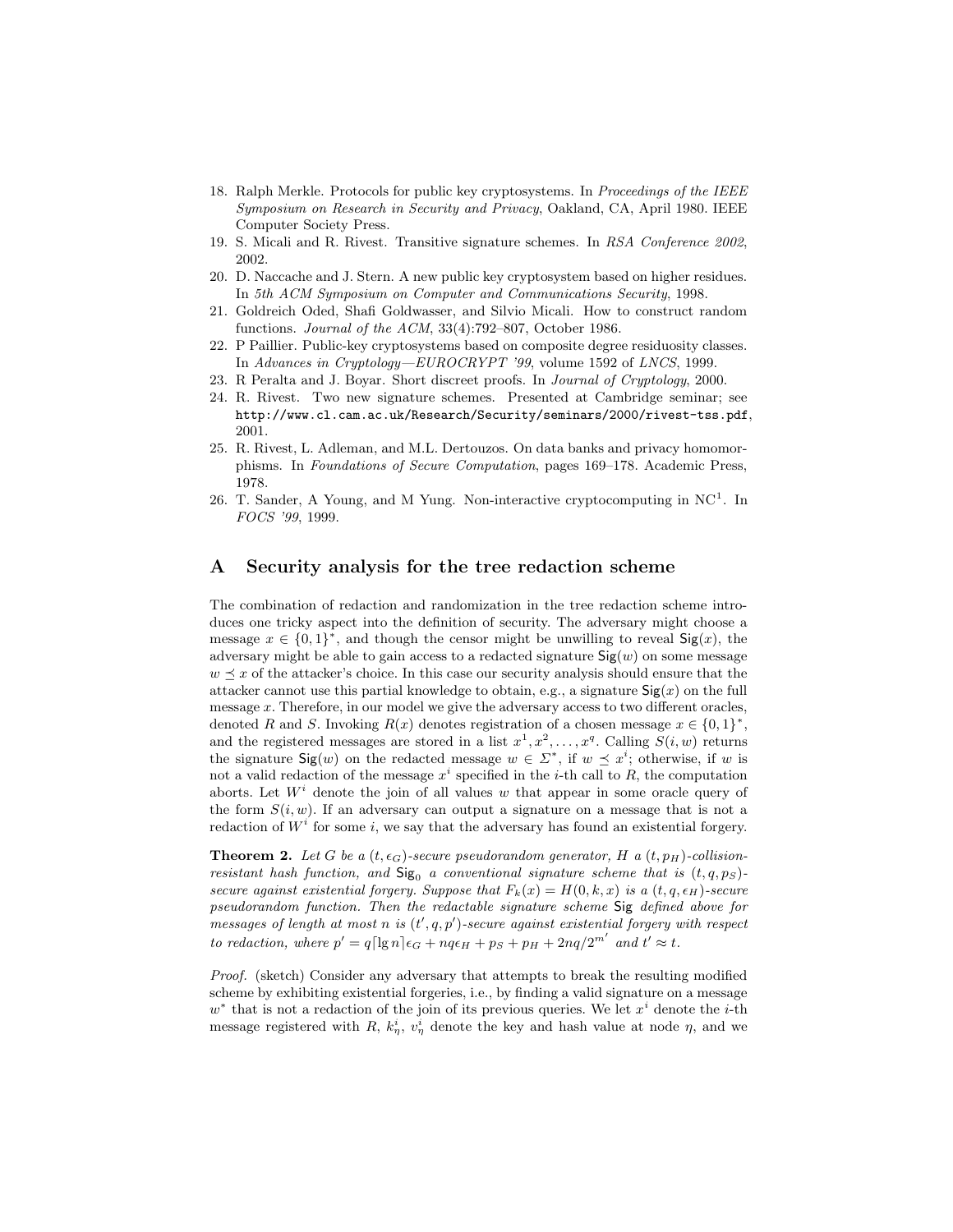18. Ralph Merkle. Protocols for public key cryptosystems. In *Proceedings of the IEEE Symposium on Research in Security and Privacy*, Oakland, CA, April 1980. IEEE Computer Society Press.
19. S. Micali and R. Rivest. Transitive signature schemes. In *RSA Conference 2002*, 2002.
20. D. Naccache and J. Stern. A new public key cryptosystem based on higher residues. In *5th ACM Symposium on Computer and Communications Security*, 1998.
21. Goldreich Oded, Shafi Goldwasser, and Silvio Micali. How to construct random functions. *Journal of the ACM*, 33(4):792–807, October 1986.
22. P Paillier. Public-key cryptosystems based on composite degree residuosity classes. In *Advances in Cryptology—EUROCRYPT '99*, volume 1592 of *LNCS*, 1999.
23. R Peralta and J. Boyar. Short discreet proofs. In *Journal of Cryptology*, 2000.
24. R. Rivest. Two new signature schemes. Presented at Cambridge seminar; see `http://www.cl.cam.ac.uk/Research/Security/seminars/2000/rivest-tss.pdf`, 2001.
25. R. Rivest, L. Adleman, and M.L. Dertouzos. On data banks and privacy homomorphisms. In *Foundations of Secure Computation*, pages 169–178. Academic Press, 1978.
26. T. Sander, A Young, and M Yung. Non-interactive cryptocomputing in $\mathrm{NC}^1$. In *FOCS '99*, 1999.

# A Security analysis for the tree redaction scheme

The combination of redaction and randomization in the tree redaction scheme introduces one tricky aspect into the definition of security. The adversary might choose a message $x \in \{0,1\}^*$, and though the censor might be unwilling to reveal $\mathsf{Sig}(x)$, the adversary might be able to gain access to a redacted signature $\mathsf{Sig}(w)$ on some message $w \preceq x$ of the attacker's choice. In this case our security analysis should ensure that the attacker cannot use this partial knowledge to obtain, e.g., a signature $\mathsf{Sig}(x)$ on the full message $x$. Therefore, in our model we give the adversary access to two different oracles, denoted $R$ and $S$. Invoking $R(x)$ denotes registration of a chosen message $x \in \{0,1\}^*$, and the registered messages are stored in a list $x^1, x^2, \ldots, x^q$. Calling $S(i, w)$ returns the signature $\mathsf{Sig}(w)$ on the redacted message $w \in \Sigma^*$, if $w \preceq x^i$; otherwise, if $w$ is not a valid redaction of the message $x^i$ specified in the $i$-th call to $R$, the computation aborts. Let $W^i$ denote the join of all values $w$ that appear in some oracle query of the form $S(i, w)$. If an adversary can output a signature on a message that is not a redaction of $W^i$ for some $i$, we say that the adversary has found an existential forgery.

**Theorem 2.** *Let $G$ be a $(t, \epsilon_G)$-secure pseudorandom generator, $H$ a $(t, p_H)$-collision-resistant hash function, and $\mathsf{Sig}_0$ a conventional signature scheme that is $(t, q, p_S)$-secure against existential forgery. Suppose that $F_k(x) = H(0, k, x)$ is a $(t, q, \epsilon_H)$-secure pseudorandom function. Then the redactable signature scheme $\mathsf{Sig}$ defined above for messages of length at most $n$ is $(t', q, p')$-secure against existential forgery with respect to redaction, where $p' = q\lceil \lg n \rceil \epsilon_G + nq\epsilon_H + p_S + p_H + 2nq/2^{m'}$ and $t' \approx t$.*

*Proof.* (sketch) Consider any adversary that attempts to break the resulting modified scheme by exhibiting existential forgeries, i.e., by finding a valid signature on a message $w^*$ that is not a redaction of the join of its previous queries. We let $x^i$ denote the $i$-th message registered with $R$, $k^i_\eta$, $v^i_\eta$ denote the key and hash value at node $\eta$, and we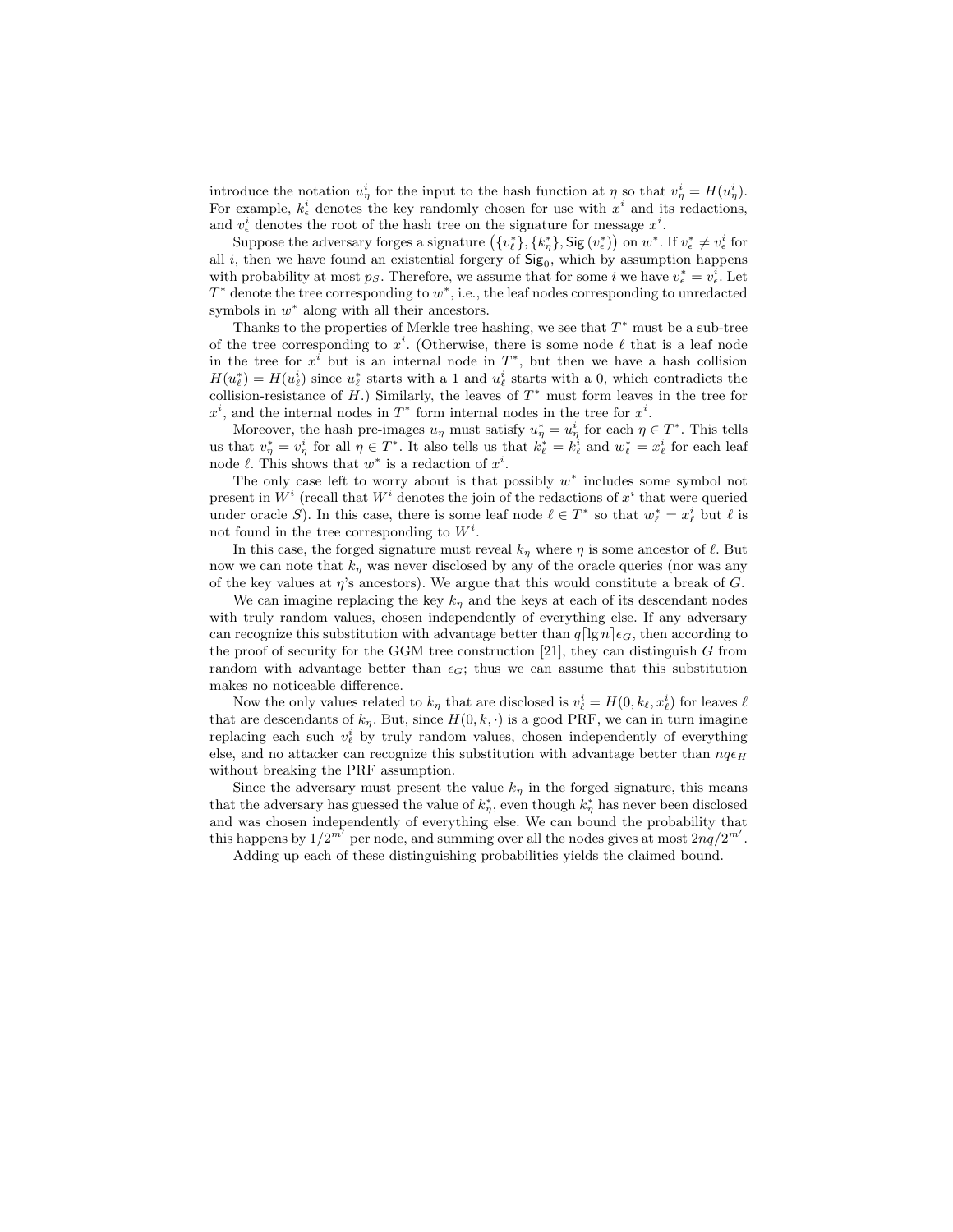introduce the notation $u_\eta^i$ for the input to the hash function at $\eta$ so that $v_\eta^i = H(u_\eta^i)$. For example, $k_\epsilon^i$ denotes the key randomly chosen for use with $x^i$ and its redactions, and $v_\epsilon^i$ denotes the root of the hash tree on the signature for message $x^i$.

Suppose the adversary forges a signature $\left(\{v_\ell^*\}, \{k_\eta^*\}, \mathsf{Sig}\left(v_\epsilon^*\right)\right)$ on $w^*$. If $v_\epsilon^* \neq v_\epsilon^i$ for all $i$, then we have found an existential forgery of $\mathsf{Sig}_0$, which by assumption happens with probability at most $p_S$. Therefore, we assume that for some $i$ we have $v_\epsilon^* = v_\epsilon^i$. Let $T^*$ denote the tree corresponding to $w^*$, i.e., the leaf nodes corresponding to unredacted symbols in $w^*$ along with all their ancestors.

Thanks to the properties of Merkle tree hashing, we see that $T^*$ must be a sub-tree of the tree corresponding to $x^i$. (Otherwise, there is some node $\ell$ that is a leaf node in the tree for $x^i$ but is an internal node in $T^*$, but then we have a hash collision $H(u_\ell^*) = H(u_\ell^i)$ since $u_\ell^*$ starts with a 1 and $u_\ell^i$ starts with a 0, which contradicts the collision-resistance of $H$.) Similarly, the leaves of $T^*$ must form leaves in the tree for $x^i$, and the internal nodes in $T^*$ form internal nodes in the tree for $x^i$.

Moreover, the hash pre-images $u_\eta$ must satisfy $u_\eta^* = u_\eta^i$ for each $\eta \in T^*$. This tells us that $v_\eta^* = v_\eta^i$ for all $\eta \in T^*$. It also tells us that $k_\ell^* = k_\ell^i$ and $w_\ell^* = x_\ell^i$ for each leaf node $\ell$. This shows that $w^*$ is a redaction of $x^i$.

The only case left to worry about is that possibly $w^*$ includes some symbol not present in $W^i$ (recall that $W^i$ denotes the join of the redactions of $x^i$ that were queried under oracle $S$). In this case, there is some leaf node $\ell \in T^*$ so that $w_\ell^* = x_\ell^i$ but $\ell$ is not found in the tree corresponding to $W^i$.

In this case, the forged signature must reveal $k_\eta$ where $\eta$ is some ancestor of $\ell$. But now we can note that $k_\eta$ was never disclosed by any of the oracle queries (nor was any of the key values at $\eta$'s ancestors). We argue that this would constitute a break of $G$.

We can imagine replacing the key $k_\eta$ and the keys at each of its descendant nodes with truly random values, chosen independently of everything else. If any adversary can recognize this substitution with advantage better than $q\lceil\lg n\rceil\epsilon_G$, then according to the proof of security for the GGM tree construction [21], they can distinguish $G$ from random with advantage better than $\epsilon_G$; thus we can assume that this substitution makes no noticeable difference.

Now the only values related to $k_\eta$ that are disclosed is $v_\ell^i = H(0, k_\ell, x_\ell^i)$ for leaves $\ell$ that are descendants of $k_\eta$. But, since $H(0, k, \cdot)$ is a good PRF, we can in turn imagine replacing each such $v_\ell^i$ by truly random values, chosen independently of everything else, and no attacker can recognize this substitution with advantage better than $nq\epsilon_H$ without breaking the PRF assumption.

Since the adversary must present the value $k_\eta$ in the forged signature, this means that the adversary has guessed the value of $k_\eta^*$, even though $k_\eta^*$ has never been disclosed and was chosen independently of everything else. We can bound the probability that this happens by $1/2^{m'}$ per node, and summing over all the nodes gives at most $2nq/2^{m'}$.

Adding up each of these distinguishing probabilities yields the claimed bound.